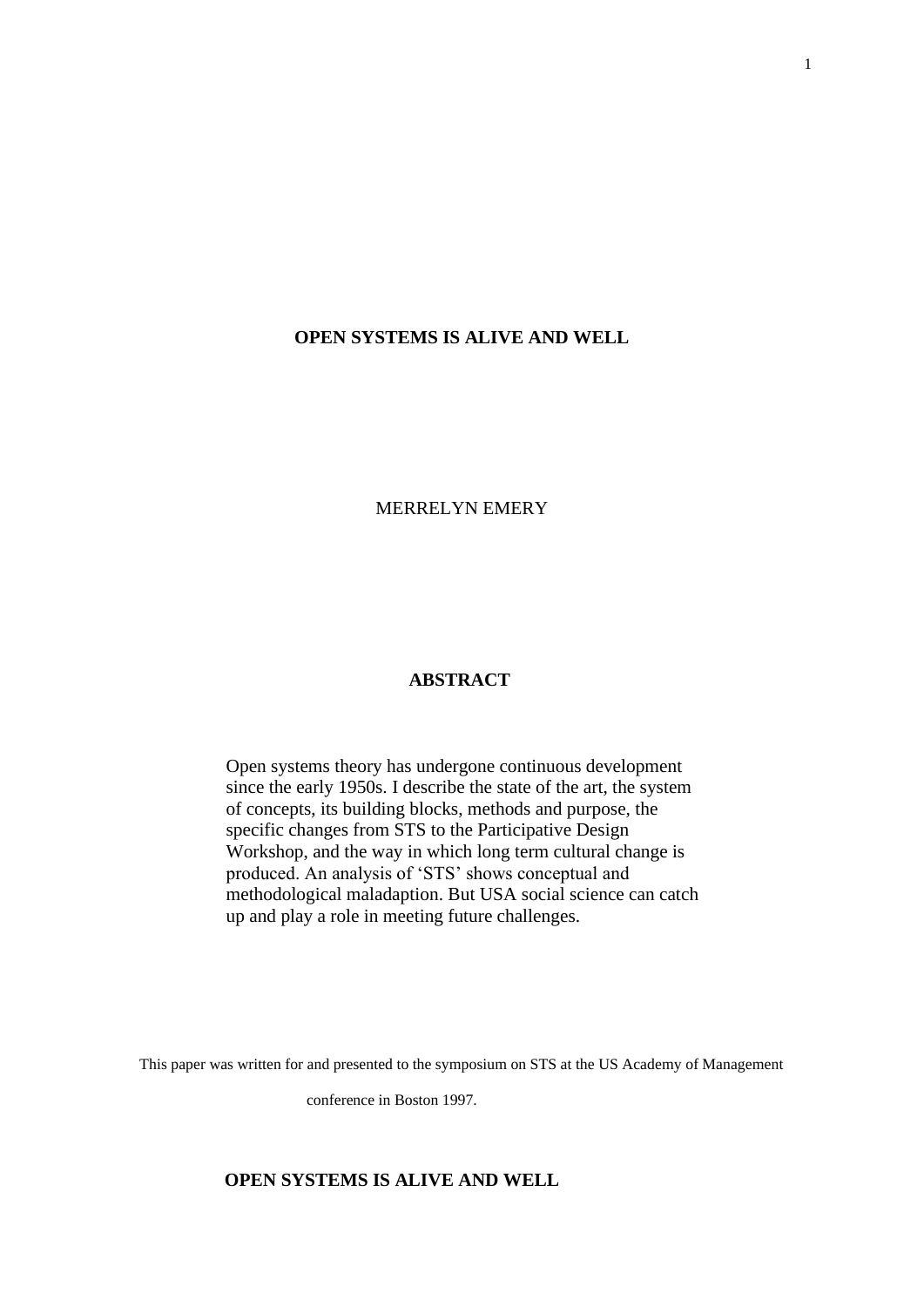# OPEN SYSTEMS IS ALIVE AND WELL

MERRELYN EMERY

## ABSTRACT

Open systems theory has undergone continuous development since the early 1950s. I describe the state of the art, the system of concepts, its building blocks, methods and purpose, the specific changes from STS to the Participative Design Workshop, and the way in which long term cultural change is produced. An analysis of 'STS' shows conceptual and methodological maladaption. But USA social science can catch up and play a role in meeting future challenges.

This paper was written for and presented to the symposium on STS at the US Academy of Management conference in Boston 1997.

## OPEN SYSTEMS IS ALIVE AND WELL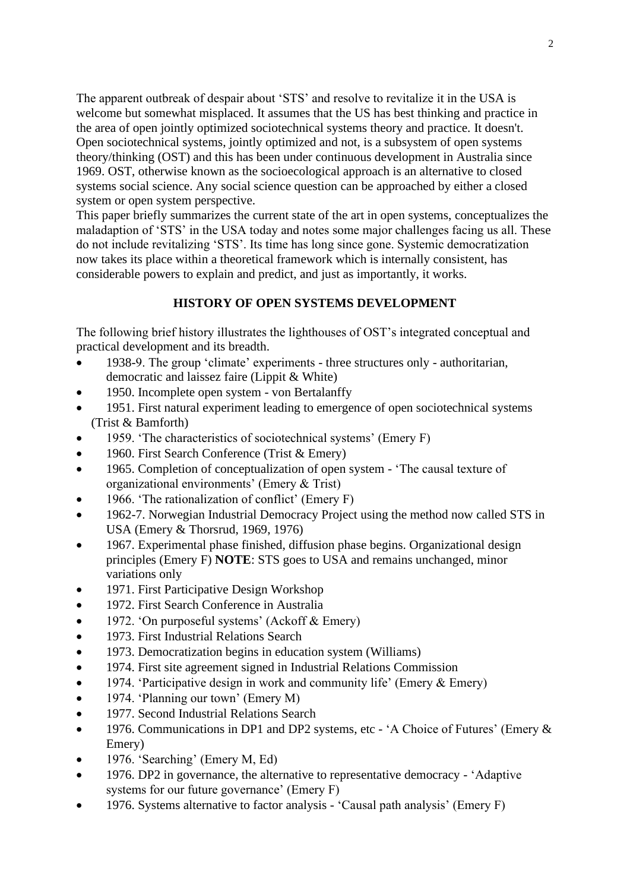The apparent outbreak of despair about 'STS' and resolve to revitalize it in the USA is welcome but somewhat misplaced. It assumes that the US has best thinking and practice in the area of open jointly optimized sociotechnical systems theory and practice. It doesn't. Open sociotechnical systems, jointly optimized and not, is a subsystem of open systems theory/thinking (OST) and this has been under continuous development in Australia since 1969. OST, otherwise known as the socioecological approach is an alternative to closed systems social science. Any social science question can be approached by either a closed system or open system perspective.

This paper briefly summarizes the current state of the art in open systems, conceptualizes the maladaption of 'STS' in the USA today and notes some major challenges facing us all. These do not include revitalizing 'STS'. Its time has long since gone. Systemic democratization now takes its place within a theoretical framework which is internally consistent, has considerable powers to explain and predict, and just as importantly, it works.

## HISTORY OF OPEN SYSTEMS DEVELOPMENT

The following brief history illustrates the lighthouses of OST's integrated conceptual and practical development and its breadth.

- 1938-9. The group 'climate' experiments - three structures only - authoritarian, democratic and laissez faire (Lippit & White)
- 1950. Incomplete open system - von Bertalanffy
- 1951. First natural experiment leading to emergence of open sociotechnical systems (Trist & Bamforth)
- 1959. 'The characteristics of sociotechnical systems' (Emery F)
- 1960. First Search Conference (Trist & Emery)
- 1965. Completion of conceptualization of open system - 'The causal texture of organizational environments' (Emery & Trist)
- 1966. 'The rationalization of conflict' (Emery F)
- 1962-7. Norwegian Industrial Democracy Project using the method now called STS in USA (Emery & Thorsrud, 1969, 1976)
- 1967. Experimental phase finished, diffusion phase begins. Organizational design principles (Emery F) **NOTE**: STS goes to USA and remains unchanged, minor variations only
- 1971. First Participative Design Workshop
- 1972. First Search Conference in Australia
- 1972. 'On purposeful systems' (Ackoff & Emery)
- 1973. First Industrial Relations Search
- 1973. Democratization begins in education system (Williams)
- 1974. First site agreement signed in Industrial Relations Commission
- 1974. 'Participative design in work and community life' (Emery & Emery)
- 1974. 'Planning our town' (Emery M)
- 1977. Second Industrial Relations Search
- 1976. Communications in DP1 and DP2 systems, etc - 'A Choice of Futures' (Emery & Emery)
- 1976. 'Searching' (Emery M, Ed)
- 1976. DP2 in governance, the alternative to representative democracy - 'Adaptive systems for our future governance' (Emery F)
- 1976. Systems alternative to factor analysis - 'Causal path analysis' (Emery F)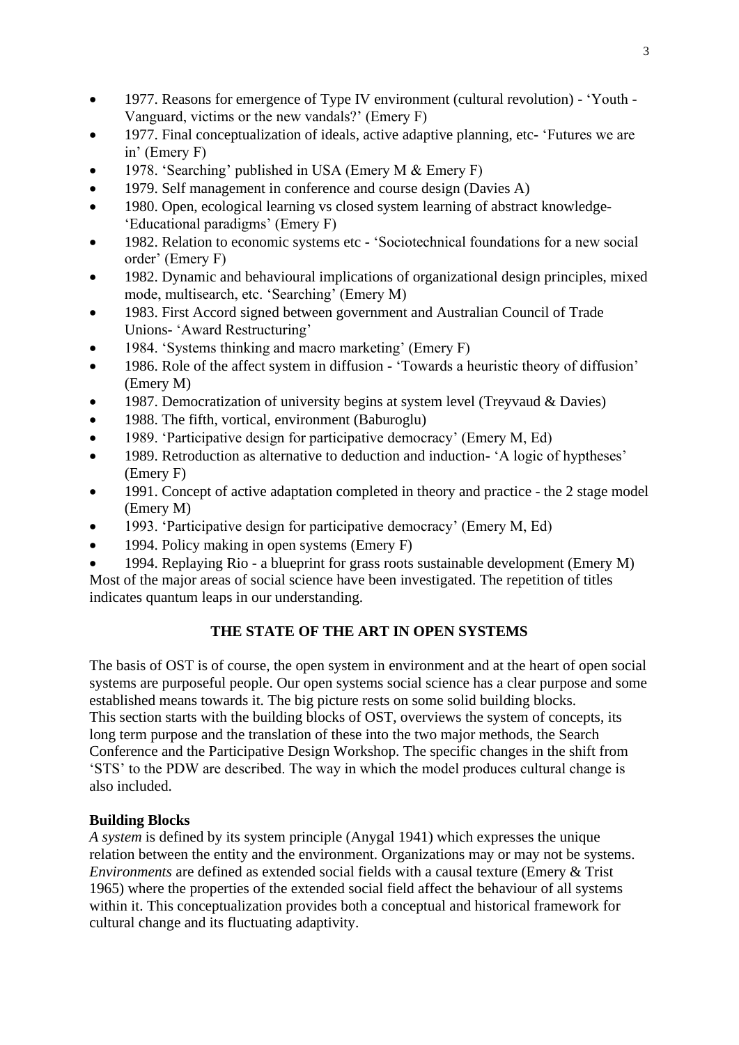- 1977. Reasons for emergence of Type IV environment (cultural revolution) - 'Youth - Vanguard, victims or the new vandals?' (Emery F)
- 1977. Final conceptualization of ideals, active adaptive planning, etc- 'Futures we are in' (Emery F)
- 1978. 'Searching' published in USA (Emery M & Emery F)
- 1979. Self management in conference and course design (Davies A)
- 1980. Open, ecological learning vs closed system learning of abstract knowledge- 'Educational paradigms' (Emery F)
- 1982. Relation to economic systems etc - 'Sociotechnical foundations for a new social order' (Emery F)
- 1982. Dynamic and behavioural implications of organizational design principles, mixed mode, multisearch, etc. 'Searching' (Emery M)
- 1983. First Accord signed between government and Australian Council of Trade Unions- 'Award Restructuring'
- 1984. 'Systems thinking and macro marketing' (Emery F)
- 1986. Role of the affect system in diffusion - 'Towards a heuristic theory of diffusion' (Emery M)
- 1987. Democratization of university begins at system level (Treyvaud & Davies)
- 1988. The fifth, vortical, environment (Baburoglu)
- 1989. 'Participative design for participative democracy' (Emery M, Ed)
- 1989. Retroduction as alternative to deduction and induction- 'A logic of hyptheses' (Emery F)
- 1991. Concept of active adaptation completed in theory and practice - the 2 stage model (Emery M)
- 1993. 'Participative design for participative democracy' (Emery M, Ed)
- 1994. Policy making in open systems (Emery F)
- 1994. Replaying Rio - a blueprint for grass roots sustainable development (Emery M)

Most of the major areas of social science have been investigated. The repetition of titles indicates quantum leaps in our understanding.

## THE STATE OF THE ART IN OPEN SYSTEMS

The basis of OST is of course, the open system in environment and at the heart of open social systems are purposeful people. Our open systems social science has a clear purpose and some established means towards it. The big picture rests on some solid building blocks.
This section starts with the building blocks of OST, overviews the system of concepts, its long term purpose and the translation of these into the two major methods, the Search Conference and the Participative Design Workshop. The specific changes in the shift from 'STS' to the PDW are described. The way in which the model produces cultural change is also included.

### Building Blocks

*A system* is defined by its system principle (Anygal 1941) which expresses the unique relation between the entity and the environment. Organizations may or may not be systems. *Environments* are defined as extended social fields with a causal texture (Emery & Trist 1965) where the properties of the extended social field affect the behaviour of all systems within it. This conceptualization provides both a conceptual and historical framework for cultural change and its fluctuating adaptivity.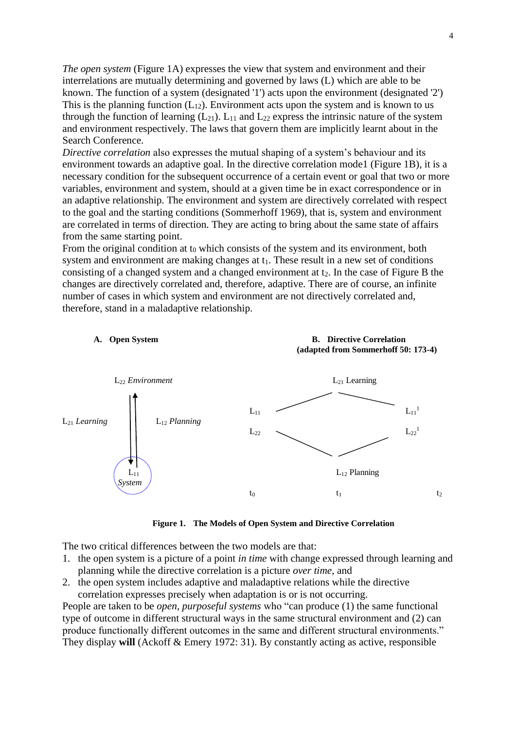*The open system* (Figure 1A) expresses the view that system and environment and their interrelations are mutually determining and governed by laws (L) which are able to be known. The function of a system (designated '1') acts upon the environment (designated '2') This is the planning function ($L_{12}$). Environment acts upon the system and is known to us through the function of learning ($L_{21}$). $L_{11}$ and $L_{22}$ express the intrinsic nature of the system and environment respectively. The laws that govern them are implicitly learnt about in the Search Conference.

*Directive correlation* also expresses the mutual shaping of a system's behaviour and its environment towards an adaptive goal. In the directive correlation mode1 (Figure 1B), it is a necessary condition for the subsequent occurrence of a certain event or goal that two or more variables, environment and system, should at a given time be in exact correspondence or in an adaptive relationship. The environment and system are directively correlated with respect to the goal and the starting conditions (Sommerhoff 1969), that is, system and environment are correlated in terms of direction. They are acting to bring about the same state of affairs from the same starting point.

From the original condition at $t_0$ which consists of the system and its environment, both system and environment are making changes at $t_1$. These result in a new set of conditions consisting of a changed system and a changed environment at $t_2$. In the case of Figure B the changes are directively correlated and, therefore, adaptive. There are of course, an infinite number of cases in which system and environment are not directively correlated and, therefore, stand in a maladaptive relationship.

**A. Open System**

$L_{22}$ *Environment*

$L_{21}$ *Learning* $L_{12}$ *Planning*

$L_{11}$ *System*

**B. Directive Correlation (adapted from Sommerhoff 50: 173-4)**

$L_{21}$ Learning

$L_{11}$ $L_{11}^1$

$L_{22}$ $L_{22}^1$

$L_{12}$ Planning

$t_0$ $t_1$ $t_2$

**Figure 1. The Models of Open System and Directive Correlation**

The two critical differences between the two models are that:

1. the open system is a picture of a point *in time* with change expressed through learning and planning while the directive correlation is a picture *over time*, and
2. the open system includes adaptive and maladaptive relations while the directive correlation expresses precisely when adaptation is or is not occurring.

People are taken to be *open, purposeful systems* who "can produce (1) the same functional type of outcome in different structural ways in the same structural environment and (2) can produce functionally different outcomes in the same and different structural environments." They display **will** (Ackoff & Emery 1972: 31). By constantly acting as active, responsible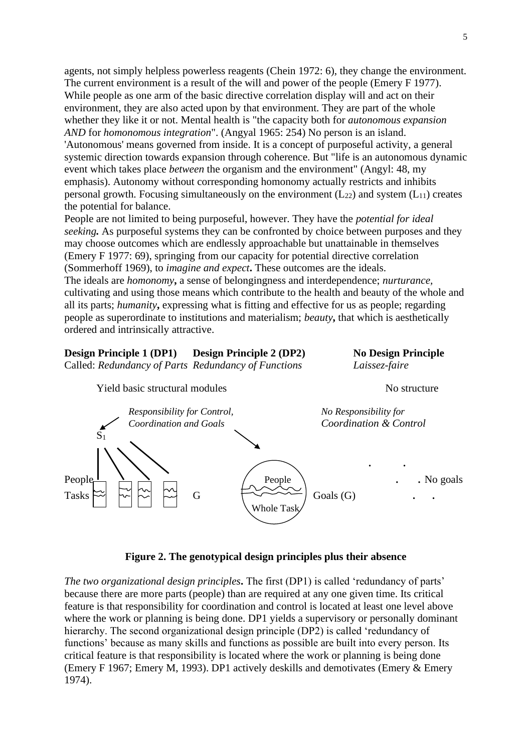agents, not simply helpless powerless reagents (Chein 1972: 6), they change the environment. The current environment is a result of the will and power of the people (Emery F 1977). While people as one arm of the basic directive correlation display will and act on their environment, they are also acted upon by that environment. They are part of the whole whether they like it or not. Mental health is "the capacity both for *autonomous expansion AND* for *homonomous integration*". (Angyal 1965: 254) No person is an island. 'Autonomous' means governed from inside. It is a concept of purposeful activity, a general systemic direction towards expansion through coherence. But "life is an autonomous dynamic event which takes place *between* the organism and the environment" (Angyl: 48, my emphasis). Autonomy without corresponding homonomy actually restricts and inhibits personal growth. Focusing simultaneously on the environment ($L_{22}$) and system ($L_{11}$) creates the potential for balance.

People are not limited to being purposeful, however. They have the *potential for ideal seeking.* As purposeful systems they can be confronted by choice between purposes and they may choose outcomes which are endlessly approachable but unattainable in themselves (Emery F 1977: 69), springing from our capacity for potential directive correlation (Sommerhoff 1969), to *imagine and expect*. These outcomes are the ideals.

The ideals are *homonomy*, a sense of belongingness and interdependence; *nurturance,* cultivating and using those means which contribute to the health and beauty of the whole and all its parts; *humanity*, expressing what is fitting and effective for us as people; regarding people as superordinate to institutions and materialism; *beauty*, that which is aesthetically ordered and intrinsically attractive.

**Design Principle 1 (DP1)** Called: *Redundancy of Parts* — **Design Principle 2 (DP2)** *Redundancy of Functions* — **No Design Principle** *Laissez-faire*

Yield basic structural modules — No structure

*Responsibility for Control, Coordination and Goals* — *No Responsibility for Coordination & Control*

$S_1$

People / Tasks — G — People / Whole Task — Goals (G) — No goals

**Figure 2. The genotypical design principles plus their absence**

*The two organizational design principles***.** The first (DP1) is called 'redundancy of parts' because there are more parts (people) than are required at any one given time. Its critical feature is that responsibility for coordination and control is located at least one level above where the work or planning is being done. DP1 yields a supervisory or personally dominant hierarchy. The second organizational design principle (DP2) is called 'redundancy of functions' because as many skills and functions as possible are built into every person. Its critical feature is that responsibility is located where the work or planning is being done (Emery F 1967; Emery M, 1993). DP1 actively deskills and demotivates (Emery & Emery 1974).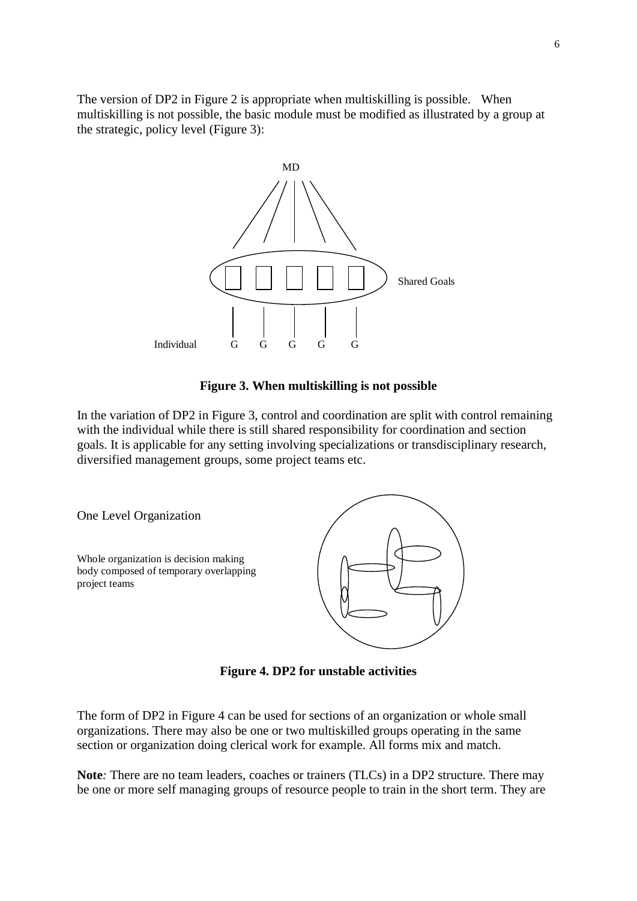The version of DP2 in Figure 2 is appropriate when multiskilling is possible. When multiskilling is not possible, the basic module must be modified as illustrated by a group at the strategic, policy level (Figure 3):

MD

Shared Goals

Individual G G G G G

**Figure 3. When multiskilling is not possible**

In the variation of DP2 in Figure 3, control and coordination are split with control remaining with the individual while there is still shared responsibility for coordination and section goals. It is applicable for any setting involving specializations or transdisciplinary research, diversified management groups, some project teams etc.

One Level Organization

Whole organization is decision making body composed of temporary overlapping project teams

**Figure 4. DP2 for unstable activities**

The form of DP2 in Figure 4 can be used for sections of an organization or whole small organizations. There may also be one or two multiskilled groups operating in the same section or organization doing clerical work for example. All forms mix and match.

**Note***:* There are no team leaders, coaches or trainers (TLCs) in a DP2 structure. There may be one or more self managing groups of resource people to train in the short term. They are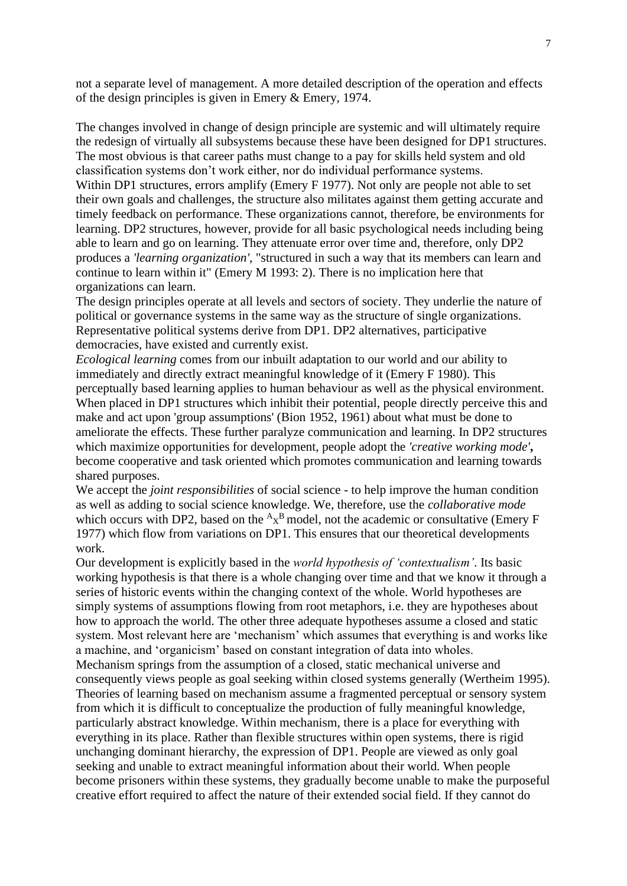not a separate level of management. A more detailed description of the operation and effects of the design principles is given in Emery & Emery, 1974.

The changes involved in change of design principle are systemic and will ultimately require the redesign of virtually all subsystems because these have been designed for DP1 structures. The most obvious is that career paths must change to a pay for skills held system and old classification systems don't work either, nor do individual performance systems.

Within DP1 structures, errors amplify (Emery F 1977). Not only are people not able to set their own goals and challenges, the structure also militates against them getting accurate and timely feedback on performance. These organizations cannot, therefore, be environments for learning. DP2 structures, however, provide for all basic psychological needs including being able to learn and go on learning. They attenuate error over time and, therefore, only DP2 produces a *'learning organization'*, "structured in such a way that its members can learn and continue to learn within it" (Emery M 1993: 2). There is no implication here that organizations can learn.

The design principles operate at all levels and sectors of society. They underlie the nature of political or governance systems in the same way as the structure of single organizations. Representative political systems derive from DP1. DP2 alternatives, participative democracies, have existed and currently exist.

*Ecological learning* comes from our inbuilt adaptation to our world and our ability to immediately and directly extract meaningful knowledge of it (Emery F 1980). This perceptually based learning applies to human behaviour as well as the physical environment. When placed in DP1 structures which inhibit their potential, people directly perceive this and make and act upon 'group assumptions' (Bion 1952, 1961) about what must be done to ameliorate the effects. These further paralyze communication and learning. In DP2 structures which maximize opportunities for development, people adopt the *'creative working mode'*, become cooperative and task oriented which promotes communication and learning towards shared purposes.

We accept the *joint responsibilities* of social science - to help improve the human condition as well as adding to social science knowledge. We, therefore, use the *collaborative mode* which occurs with DP2, based on the ${}^{A}X^{B}$ model, not the academic or consultative (Emery F 1977) which flow from variations on DP1. This ensures that our theoretical developments work.

Our development is explicitly based in the *world hypothesis of 'contextualism'*. Its basic working hypothesis is that there is a whole changing over time and that we know it through a series of historic events within the changing context of the whole. World hypotheses are simply systems of assumptions flowing from root metaphors, i.e. they are hypotheses about how to approach the world. The other three adequate hypotheses assume a closed and static system. Most relevant here are 'mechanism' which assumes that everything is and works like a machine, and 'organicism' based on constant integration of data into wholes.

Mechanism springs from the assumption of a closed, static mechanical universe and consequently views people as goal seeking within closed systems generally (Wertheim 1995). Theories of learning based on mechanism assume a fragmented perceptual or sensory system from which it is difficult to conceptualize the production of fully meaningful knowledge, particularly abstract knowledge. Within mechanism, there is a place for everything with everything in its place. Rather than flexible structures within open systems, there is rigid unchanging dominant hierarchy, the expression of DP1. People are viewed as only goal seeking and unable to extract meaningful information about their world. When people become prisoners within these systems, they gradually become unable to make the purposeful creative effort required to affect the nature of their extended social field. If they cannot do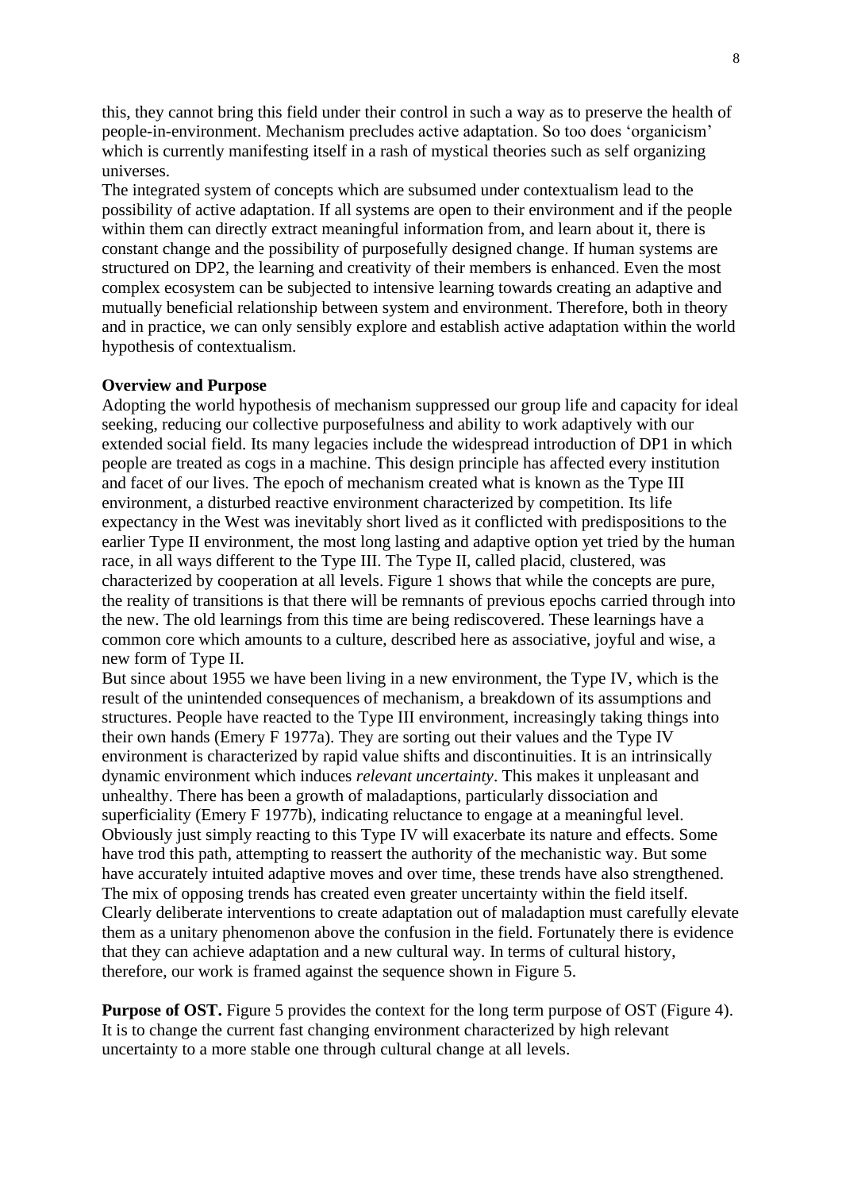this, they cannot bring this field under their control in such a way as to preserve the health of people-in-environment. Mechanism precludes active adaptation. So too does 'organicism' which is currently manifesting itself in a rash of mystical theories such as self organizing universes.

The integrated system of concepts which are subsumed under contextualism lead to the possibility of active adaptation. If all systems are open to their environment and if the people within them can directly extract meaningful information from, and learn about it, there is constant change and the possibility of purposefully designed change. If human systems are structured on DP2, the learning and creativity of their members is enhanced. Even the most complex ecosystem can be subjected to intensive learning towards creating an adaptive and mutually beneficial relationship between system and environment. Therefore, both in theory and in practice, we can only sensibly explore and establish active adaptation within the world hypothesis of contextualism.

**Overview and Purpose**

Adopting the world hypothesis of mechanism suppressed our group life and capacity for ideal seeking, reducing our collective purposefulness and ability to work adaptively with our extended social field. Its many legacies include the widespread introduction of DP1 in which people are treated as cogs in a machine. This design principle has affected every institution and facet of our lives. The epoch of mechanism created what is known as the Type III environment, a disturbed reactive environment characterized by competition. Its life expectancy in the West was inevitably short lived as it conflicted with predispositions to the earlier Type II environment, the most long lasting and adaptive option yet tried by the human race, in all ways different to the Type III. The Type II, called placid, clustered, was characterized by cooperation at all levels. Figure 1 shows that while the concepts are pure, the reality of transitions is that there will be remnants of previous epochs carried through into the new. The old learnings from this time are being rediscovered. These learnings have a common core which amounts to a culture, described here as associative, joyful and wise, a new form of Type II.

But since about 1955 we have been living in a new environment, the Type IV, which is the result of the unintended consequences of mechanism, a breakdown of its assumptions and structures. People have reacted to the Type III environment, increasingly taking things into their own hands (Emery F 1977a). They are sorting out their values and the Type IV environment is characterized by rapid value shifts and discontinuities. It is an intrinsically dynamic environment which induces *relevant uncertainty*. This makes it unpleasant and unhealthy. There has been a growth of maladaptions, particularly dissociation and superficiality (Emery F 1977b), indicating reluctance to engage at a meaningful level. Obviously just simply reacting to this Type IV will exacerbate its nature and effects. Some have trod this path, attempting to reassert the authority of the mechanistic way. But some have accurately intuited adaptive moves and over time, these trends have also strengthened. The mix of opposing trends has created even greater uncertainty within the field itself. Clearly deliberate interventions to create adaptation out of maladaption must carefully elevate them as a unitary phenomenon above the confusion in the field. Fortunately there is evidence that they can achieve adaptation and a new cultural way. In terms of cultural history, therefore, our work is framed against the sequence shown in Figure 5.

**Purpose of OST.** Figure 5 provides the context for the long term purpose of OST (Figure 4). It is to change the current fast changing environment characterized by high relevant uncertainty to a more stable one through cultural change at all levels.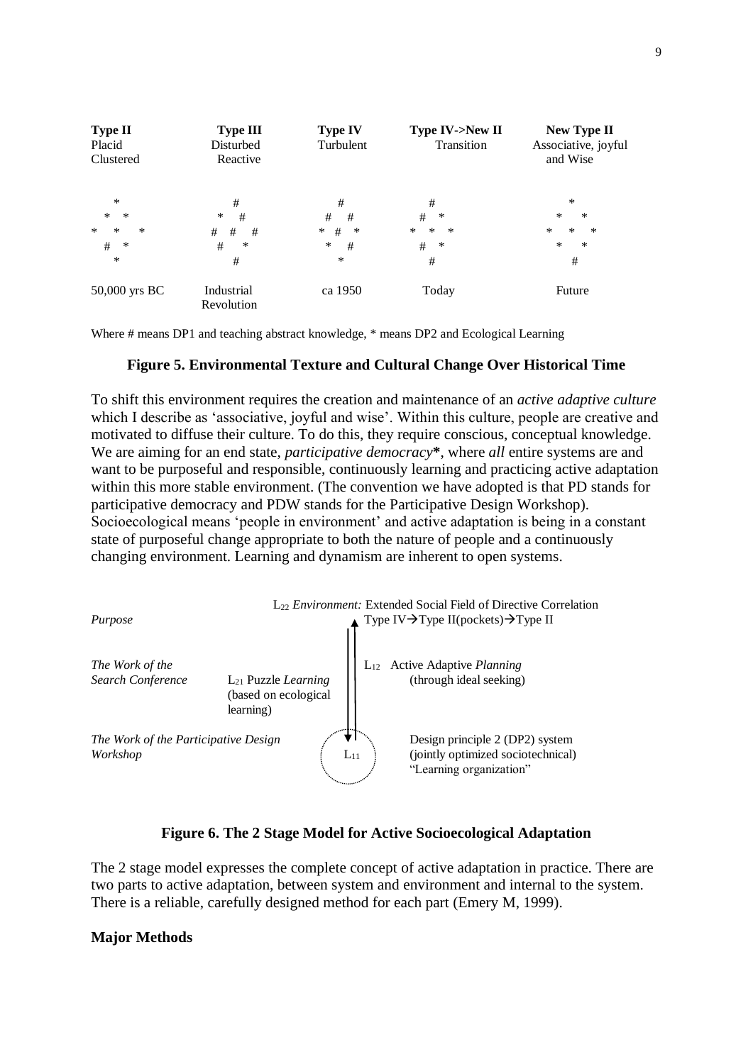| Type II<br>Placid<br>Clustered | Type III<br>Disturbed<br>Reactive | Type IV<br>Turbulent | Type IV->New II<br>Transition | New Type II<br>Associative, joyful<br>and Wise |
|---|---|---|---|---|
| * | # | # | # | * |
| * * | * # | # # | # * | * * |
| * * * | # # # | * # * | * * * | * * * |
| # * | # * | * # | # * | * * |
| * | # | * | # | # |
| 50,000 yrs BC | Industrial<br>Revolution | ca 1950 | Today | Future |

Where # means DP1 and teaching abstract knowledge, * means DP2 and Ecological Learning

**Figure 5. Environmental Texture and Cultural Change Over Historical Time**

To shift this environment requires the creation and maintenance of an *active adaptive culture* which I describe as 'associative, joyful and wise'. Within this culture, people are creative and motivated to diffuse their culture. To do this, they require conscious, conceptual knowledge. We are aiming for an end state, *participative democracy*\*, where *all* entire systems are and want to be purposeful and responsible, continuously learning and practicing active adaptation within this more stable environment. (The convention we have adopted is that PD stands for participative democracy and PDW stands for the Participative Design Workshop). Socioecological means 'people in environment' and active adaptation is being in a constant state of purposeful change appropriate to both the nature of people and a continuously changing environment. Learning and dynamism are inherent to open systems.

*Purpose* — $L_{22}$ *Environment:* Extended Social Field of Directive Correlation: Type IV→Type II(pockets)→Type II

*The Work of the Search Conference* — $L_{21}$ Puzzle *Learning* (based on ecological learning); $L_{12}$ Active Adaptive *Planning* (through ideal seeking)

*The Work of the Participative Design Workshop* — $L_{11}$: Design principle 2 (DP2) system (jointly optimized sociotechnical) "Learning organization"

**Figure 6. The 2 Stage Model for Active Socioecological Adaptation**

The 2 stage model expresses the complete concept of active adaptation in practice. There are two parts to active adaptation, between system and environment and internal to the system. There is a reliable, carefully designed method for each part (Emery M, 1999).

**Major Methods**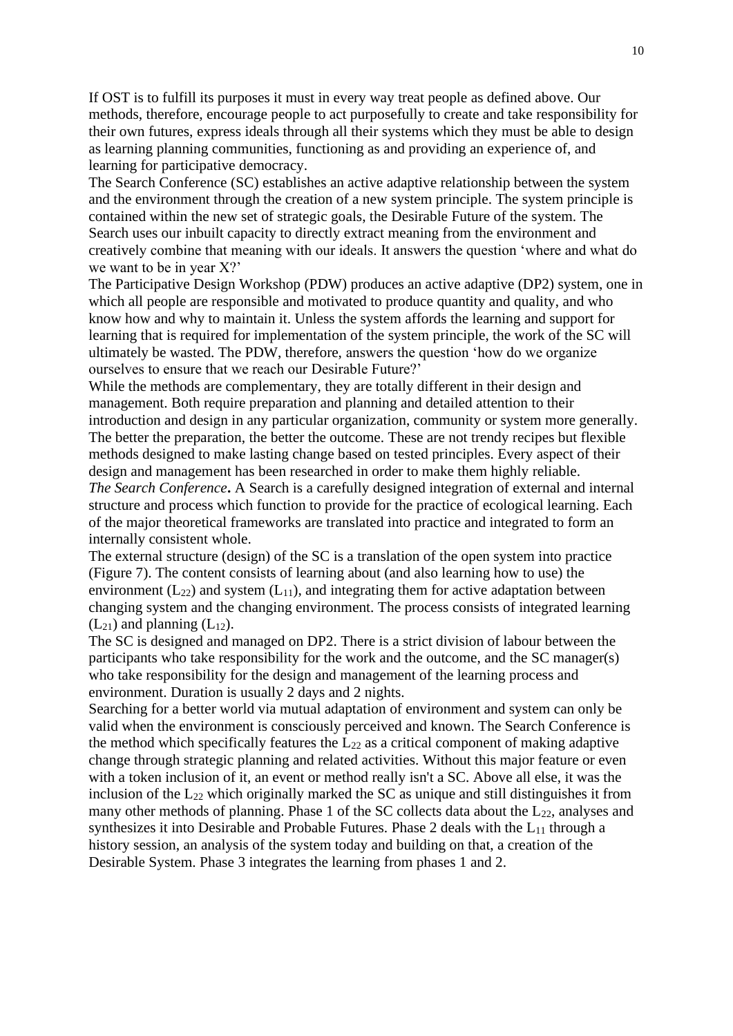If OST is to fulfill its purposes it must in every way treat people as defined above. Our methods, therefore, encourage people to act purposefully to create and take responsibility for their own futures, express ideals through all their systems which they must be able to design as learning planning communities, functioning as and providing an experience of, and learning for participative democracy.

The Search Conference (SC) establishes an active adaptive relationship between the system and the environment through the creation of a new system principle. The system principle is contained within the new set of strategic goals, the Desirable Future of the system. The Search uses our inbuilt capacity to directly extract meaning from the environment and creatively combine that meaning with our ideals. It answers the question 'where and what do we want to be in year X?'

The Participative Design Workshop (PDW) produces an active adaptive (DP2) system, one in which all people are responsible and motivated to produce quantity and quality, and who know how and why to maintain it. Unless the system affords the learning and support for learning that is required for implementation of the system principle, the work of the SC will ultimately be wasted. The PDW, therefore, answers the question 'how do we organize ourselves to ensure that we reach our Desirable Future?'

While the methods are complementary, they are totally different in their design and management. Both require preparation and planning and detailed attention to their introduction and design in any particular organization, community or system more generally. The better the preparation, the better the outcome. These are not trendy recipes but flexible methods designed to make lasting change based on tested principles. Every aspect of their design and management has been researched in order to make them highly reliable.

*The Search Conference***.** A Search is a carefully designed integration of external and internal structure and process which function to provide for the practice of ecological learning. Each of the major theoretical frameworks are translated into practice and integrated to form an internally consistent whole.

The external structure (design) of the SC is a translation of the open system into practice (Figure 7). The content consists of learning about (and also learning how to use) the environment ($L_{22}$) and system ($L_{11}$), and integrating them for active adaptation between changing system and the changing environment. The process consists of integrated learning ($L_{21}$) and planning ($L_{12}$).

The SC is designed and managed on DP2. There is a strict division of labour between the participants who take responsibility for the work and the outcome, and the SC manager(s) who take responsibility for the design and management of the learning process and environment. Duration is usually 2 days and 2 nights.

Searching for a better world via mutual adaptation of environment and system can only be valid when the environment is consciously perceived and known. The Search Conference is the method which specifically features the $L_{22}$ as a critical component of making adaptive change through strategic planning and related activities. Without this major feature or even with a token inclusion of it, an event or method really isn't a SC. Above all else, it was the inclusion of the $L_{22}$ which originally marked the SC as unique and still distinguishes it from many other methods of planning. Phase 1 of the SC collects data about the $L_{22}$, analyses and synthesizes it into Desirable and Probable Futures. Phase 2 deals with the $L_{11}$ through a history session, an analysis of the system today and building on that, a creation of the Desirable System. Phase 3 integrates the learning from phases 1 and 2.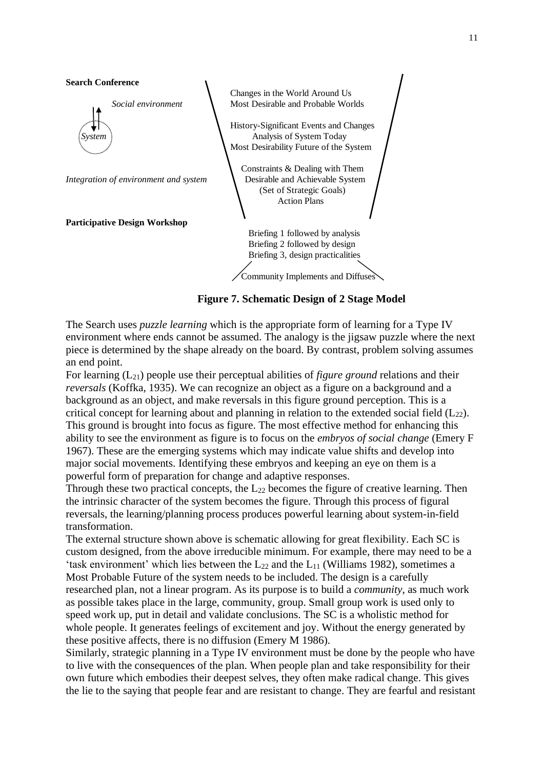**Search Conference**

*Social environment*

*System*

*Integration of environment and system*

Changes in the World Around Us
Most Desirable and Probable Worlds

History-Significant Events and Changes
Analysis of System Today
Most Desirability Future of the System

Constraints & Dealing with Them
Desirable and Achievable System
(Set of Strategic Goals)
Action Plans

**Participative Design Workshop**

Briefing 1 followed by analysis
Briefing 2 followed by design
Briefing 3, design practicalities

Community Implements and Diffuses

**Figure 7. Schematic Design of 2 Stage Model**

The Search uses *puzzle learning* which is the appropriate form of learning for a Type IV environment where ends cannot be assumed. The analogy is the jigsaw puzzle where the next piece is determined by the shape already on the board. By contrast, problem solving assumes an end point.

For learning ($L_{21}$) people use their perceptual abilities of *figure ground* relations and their *reversals* (Koffka, 1935). We can recognize an object as a figure on a background and a background as an object, and make reversals in this figure ground perception. This is a critical concept for learning about and planning in relation to the extended social field ($L_{22}$). This ground is brought into focus as figure. The most effective method for enhancing this ability to see the environment as figure is to focus on the *embryos of social change* (Emery F 1967). These are the emerging systems which may indicate value shifts and develop into major social movements. Identifying these embryos and keeping an eye on them is a powerful form of preparation for change and adaptive responses.

Through these two practical concepts, the $L_{22}$ becomes the figure of creative learning. Then the intrinsic character of the system becomes the figure. Through this process of figural reversals, the learning/planning process produces powerful learning about system-in-field transformation.

The external structure shown above is schematic allowing for great flexibility. Each SC is custom designed, from the above irreducible minimum. For example, there may need to be a 'task environment' which lies between the $L_{22}$ and the $L_{11}$ (Williams 1982), sometimes a Most Probable Future of the system needs to be included. The design is a carefully researched plan, not a linear program. As its purpose is to build a *community*, as much work as possible takes place in the large, community, group. Small group work is used only to speed work up, put in detail and validate conclusions. The SC is a wholistic method for whole people. It generates feelings of excitement and joy. Without the energy generated by these positive affects, there is no diffusion (Emery M 1986).

Similarly, strategic planning in a Type IV environment must be done by the people who have to live with the consequences of the plan. When people plan and take responsibility for their own future which embodies their deepest selves, they often make radical change. This gives the lie to the saying that people fear and are resistant to change. They are fearful and resistant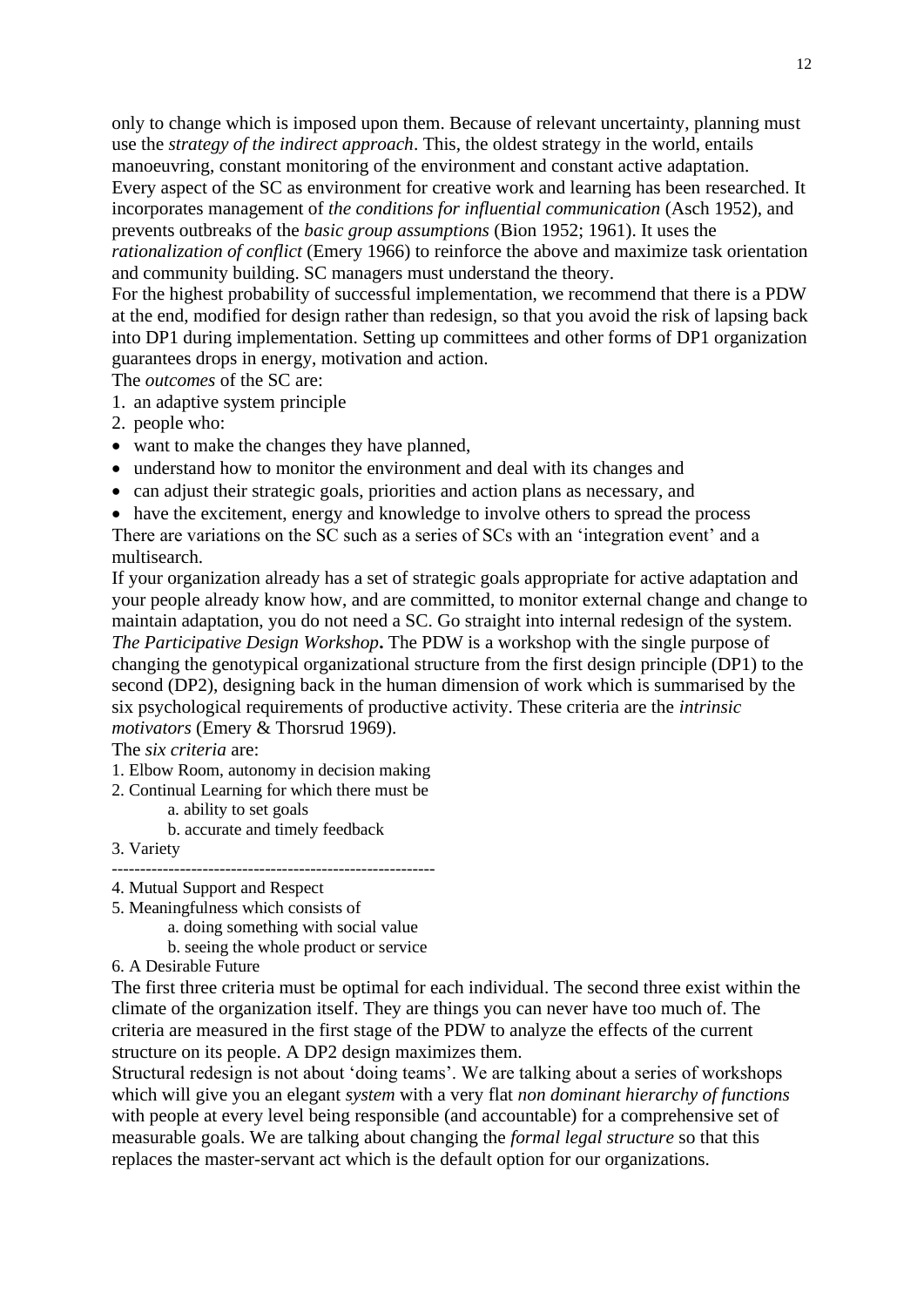only to change which is imposed upon them. Because of relevant uncertainty, planning must use the *strategy of the indirect approach*. This, the oldest strategy in the world, entails manoeuvring, constant monitoring of the environment and constant active adaptation.
Every aspect of the SC as environment for creative work and learning has been researched. It incorporates management of *the conditions for influential communication* (Asch 1952), and prevents outbreaks of the *basic group assumptions* (Bion 1952; 1961). It uses the *rationalization of conflict* (Emery 1966) to reinforce the above and maximize task orientation and community building. SC managers must understand the theory.
For the highest probability of successful implementation, we recommend that there is a PDW at the end, modified for design rather than redesign, so that you avoid the risk of lapsing back into DP1 during implementation. Setting up committees and other forms of DP1 organization guarantees drops in energy, motivation and action.
The *outcomes* of the SC are:

1. an adaptive system principle
2. people who:

- want to make the changes they have planned,
- understand how to monitor the environment and deal with its changes and
- can adjust their strategic goals, priorities and action plans as necessary, and
- have the excitement, energy and knowledge to involve others to spread the process

There are variations on the SC such as a series of SCs with an 'integration event' and a multisearch.
If your organization already has a set of strategic goals appropriate for active adaptation and your people already know how, and are committed, to monitor external change and change to maintain adaptation, you do not need a SC. Go straight into internal redesign of the system.
***The Participative Design Workshop*****.** The PDW is a workshop with the single purpose of changing the genotypical organizational structure from the first design principle (DP1) to the second (DP2), designing back in the human dimension of work which is summarised by the six psychological requirements of productive activity. These criteria are the *intrinsic motivators* (Emery & Thorsrud 1969).
The *six criteria* are:

1. Elbow Room, autonomy in decision making
2. Continual Learning for which there must be
   a. ability to set goals
   b. accurate and timely feedback
3. Variety

---------------------------------------------------------

4. Mutual Support and Respect
5. Meaningfulness which consists of
   a. doing something with social value
   b. seeing the whole product or service
6. A Desirable Future

The first three criteria must be optimal for each individual. The second three exist within the climate of the organization itself. They are things you can never have too much of. The criteria are measured in the first stage of the PDW to analyze the effects of the current structure on its people. A DP2 design maximizes them.
Structural redesign is not about 'doing teams'. We are talking about a series of workshops which will give you an elegant *system* with a very flat *non dominant hierarchy of functions* with people at every level being responsible (and accountable) for a comprehensive set of measurable goals. We are talking about changing the *formal legal structure* so that this replaces the master-servant act which is the default option for our organizations.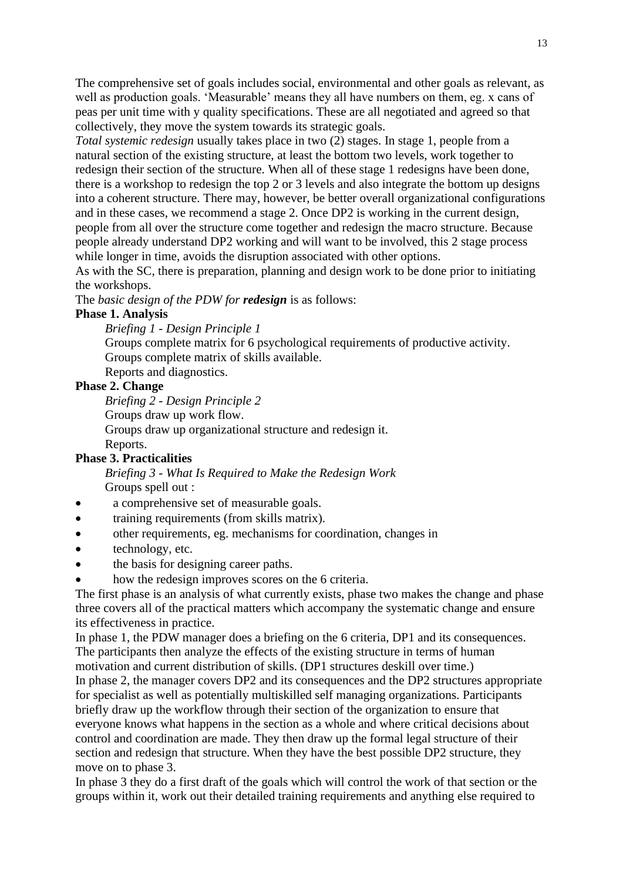The comprehensive set of goals includes social, environmental and other goals as relevant, as well as production goals. 'Measurable' means they all have numbers on them, eg. x cans of peas per unit time with y quality specifications. These are all negotiated and agreed so that collectively, they move the system towards its strategic goals.

*Total systemic redesign* usually takes place in two (2) stages. In stage 1, people from a natural section of the existing structure, at least the bottom two levels, work together to redesign their section of the structure. When all of these stage 1 redesigns have been done, there is a workshop to redesign the top 2 or 3 levels and also integrate the bottom up designs into a coherent structure. There may, however, be better overall organizational configurations and in these cases, we recommend a stage 2. Once DP2 is working in the current design, people from all over the structure come together and redesign the macro structure. Because people already understand DP2 working and will want to be involved, this 2 stage process while longer in time, avoids the disruption associated with other options.

As with the SC, there is preparation, planning and design work to be done prior to initiating the workshops.

The *basic design of the PDW for* ***redesign*** is as follows:

**Phase 1. Analysis**

*Briefing 1 - Design Principle 1*
Groups complete matrix for 6 psychological requirements of productive activity.
Groups complete matrix of skills available.
Reports and diagnostics.

**Phase 2. Change**

*Briefing 2 - Design Principle 2*
Groups draw up work flow.
Groups draw up organizational structure and redesign it.
Reports.

**Phase 3. Practicalities**

*Briefing 3 - What Is Required to Make the Redesign Work*
Groups spell out :

- a comprehensive set of measurable goals.
- training requirements (from skills matrix).
- other requirements, eg. mechanisms for coordination, changes in
- technology, etc.
- the basis for designing career paths.
- how the redesign improves scores on the 6 criteria.

The first phase is an analysis of what currently exists, phase two makes the change and phase three covers all of the practical matters which accompany the systematic change and ensure its effectiveness in practice.

In phase 1, the PDW manager does a briefing on the 6 criteria, DP1 and its consequences. The participants then analyze the effects of the existing structure in terms of human motivation and current distribution of skills. (DP1 structures deskill over time.)

In phase 2, the manager covers DP2 and its consequences and the DP2 structures appropriate for specialist as well as potentially multiskilled self managing organizations. Participants briefly draw up the workflow through their section of the organization to ensure that everyone knows what happens in the section as a whole and where critical decisions about control and coordination are made. They then draw up the formal legal structure of their section and redesign that structure. When they have the best possible DP2 structure, they move on to phase 3.

In phase 3 they do a first draft of the goals which will control the work of that section or the groups within it, work out their detailed training requirements and anything else required to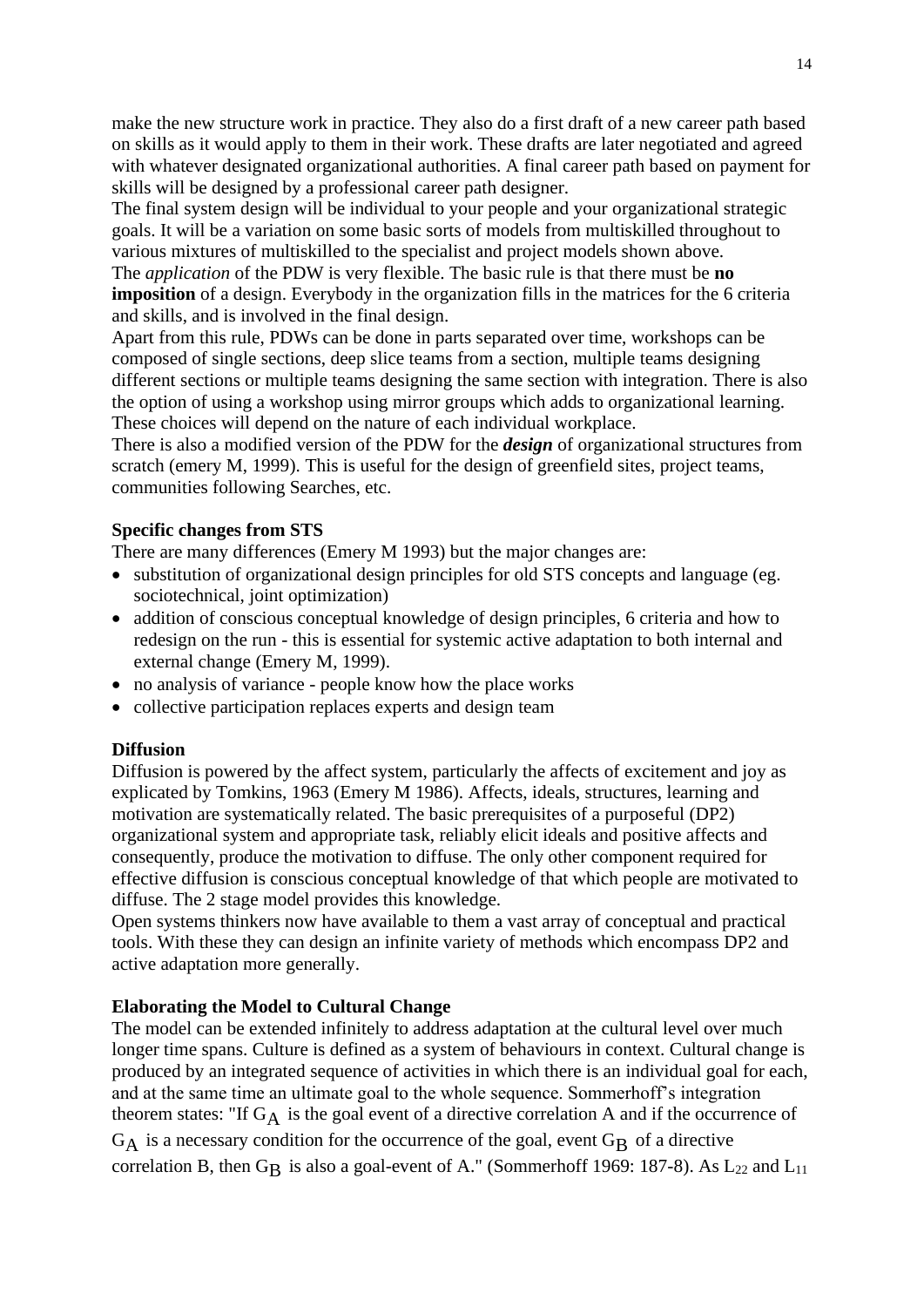make the new structure work in practice. They also do a first draft of a new career path based on skills as it would apply to them in their work. These drafts are later negotiated and agreed with whatever designated organizational authorities. A final career path based on payment for skills will be designed by a professional career path designer.

The final system design will be individual to your people and your organizational strategic goals. It will be a variation on some basic sorts of models from multiskilled throughout to various mixtures of multiskilled to the specialist and project models shown above.

The *application* of the PDW is very flexible. The basic rule is that there must be **no imposition** of a design. Everybody in the organization fills in the matrices for the 6 criteria and skills, and is involved in the final design.

Apart from this rule, PDWs can be done in parts separated over time, workshops can be composed of single sections, deep slice teams from a section, multiple teams designing different sections or multiple teams designing the same section with integration. There is also the option of using a workshop using mirror groups which adds to organizational learning. These choices will depend on the nature of each individual workplace.

There is also a modified version of the PDW for the ***design*** of organizational structures from scratch (emery M, 1999). This is useful for the design of greenfield sites, project teams, communities following Searches, etc.

**Specific changes from STS**

There are many differences (Emery M 1993) but the major changes are:

- substitution of organizational design principles for old STS concepts and language (eg. sociotechnical, joint optimization)
- addition of conscious conceptual knowledge of design principles, 6 criteria and how to redesign on the run - this is essential for systemic active adaptation to both internal and external change (Emery M, 1999).
- no analysis of variance - people know how the place works
- collective participation replaces experts and design team

**Diffusion**

Diffusion is powered by the affect system, particularly the affects of excitement and joy as explicated by Tomkins, 1963 (Emery M 1986). Affects, ideals, structures, learning and motivation are systematically related. The basic prerequisites of a purposeful (DP2) organizational system and appropriate task, reliably elicit ideals and positive affects and consequently, produce the motivation to diffuse. The only other component required for effective diffusion is conscious conceptual knowledge of that which people are motivated to diffuse. The 2 stage model provides this knowledge.

Open systems thinkers now have available to them a vast array of conceptual and practical tools. With these they can design an infinite variety of methods which encompass DP2 and active adaptation more generally.

**Elaborating the Model to Cultural Change**

The model can be extended infinitely to address adaptation at the cultural level over much longer time spans. Culture is defined as a system of behaviours in context. Cultural change is produced by an integrated sequence of activities in which there is an individual goal for each, and at the same time an ultimate goal to the whole sequence. Sommerhoff's integration theorem states: "If $G_A$ is the goal event of a directive correlation A and if the occurrence of $G_A$ is a necessary condition for the occurrence of the goal, event $G_B$ of a directive correlation B, then $G_B$ is also a goal-event of A." (Sommerhoff 1969: 187-8). As $L_{22}$ and $L_{11}$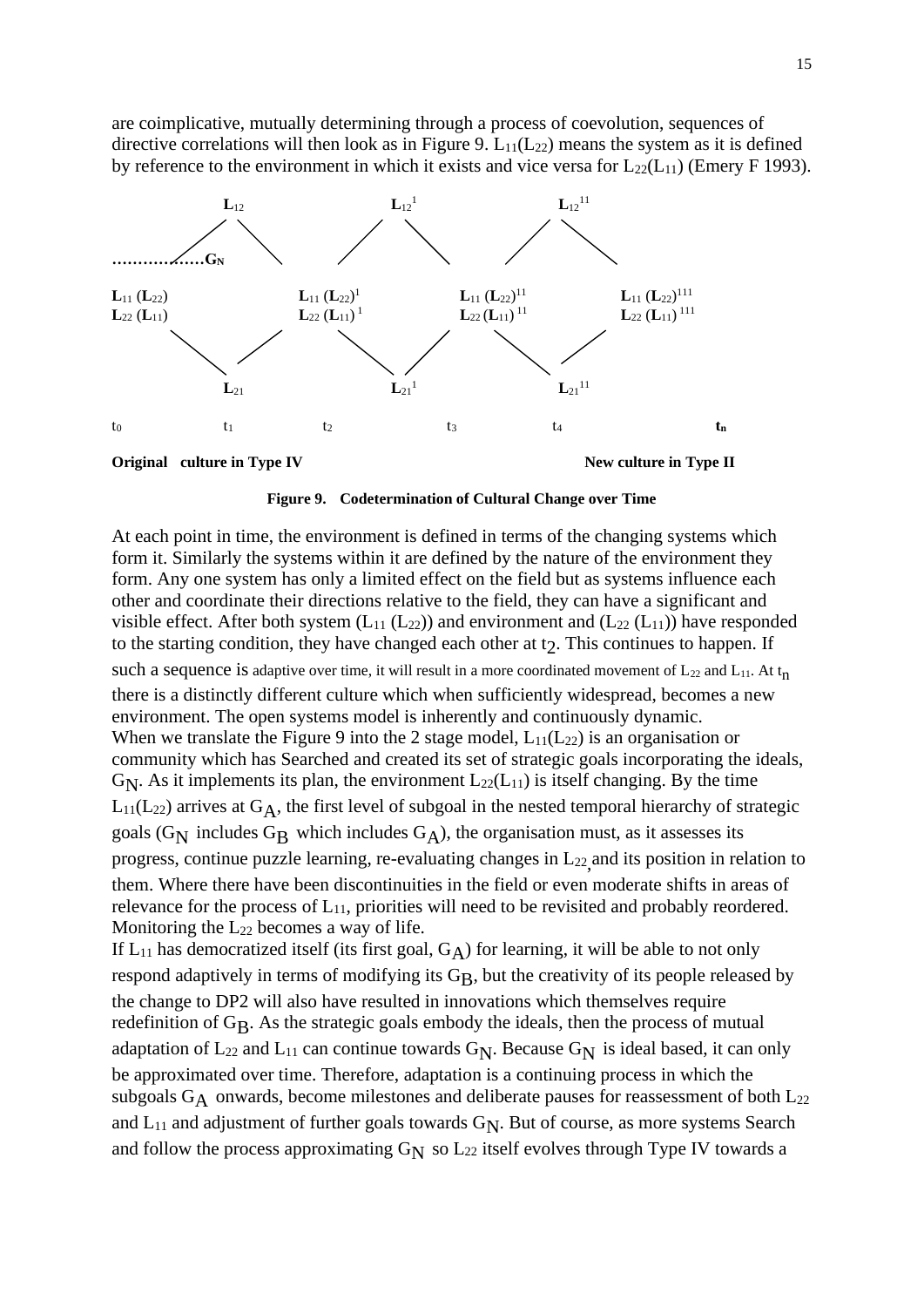are coimplicative, mutually determining through a process of coevolution, sequences of directive correlations will then look as in Figure 9. $L_{11}(L_{22})$ means the system as it is defined by reference to the environment in which it exists and vice versa for $L_{22}(L_{11})$ (Emery F 1993).

| | | | | | | | |
|---|---|---|---|---|---|---|---|
| | $\mathbf{L_{12}}$ | | $\mathbf{L_{12}}^{1}$ | | $\mathbf{L_{12}}^{11}$ | | |
| ………………$\mathbf{G_N}$ | | | | | | | |
| $\mathbf{L_{11}}$ ($\mathbf{L_{22}}$) $\mathbf{L_{22}}$ ($\mathbf{L_{11}}$) | | $\mathbf{L_{11}}$ ($\mathbf{L_{22}}$)$^{1}$ $\mathbf{L_{22}}$ ($\mathbf{L_{11}}$)$^{1}$ | | $\mathbf{L_{11}}$ ($\mathbf{L_{22}}$)$^{11}$ $\mathbf{L_{22}}$ ($\mathbf{L_{11}}$)$^{11}$ | | $\mathbf{L_{11}}$ ($\mathbf{L_{22}}$)$^{111}$ $\mathbf{L_{22}}$ ($\mathbf{L_{11}}$)$^{111}$ | |
| | $\mathbf{L_{21}}$ | | $\mathbf{L_{21}}^{1}$ | | $\mathbf{L_{21}}^{11}$ | | |
| $t_0$ | $t_1$ | $t_2$ | $t_3$ | $t_4$ | | | $\mathbf{t_n}$ |

**Original culture in Type IV** **New culture in Type II**

**Figure 9. Codetermination of Cultural Change over Time**

At each point in time, the environment is defined in terms of the changing systems which form it. Similarly the systems within it are defined by the nature of the environment they form. Any one system has only a limited effect on the field but as systems influence each other and coordinate their directions relative to the field, they can have a significant and visible effect. After both system ($L_{11}$ ($L_{22}$)) and environment and ($L_{22}$ ($L_{11}$)) have responded to the starting condition, they have changed each other at $t_2$. This continues to happen. If such a sequence is adaptive over time, it will result in a more coordinated movement of $L_{22}$ and $L_{11}$. At $t_n$ there is a distinctly different culture which when sufficiently widespread, becomes a new environment. The open systems model is inherently and continuously dynamic.
When we translate the Figure 9 into the 2 stage model, $L_{11}(L_{22})$ is an organisation or community which has Searched and created its set of strategic goals incorporating the ideals, $G_N$. As it implements its plan, the environment $L_{22}(L_{11})$ is itself changing. By the time $L_{11}(L_{22})$ arrives at $G_A$, the first level of subgoal in the nested temporal hierarchy of strategic goals ($G_N$ includes $G_B$ which includes $G_A$), the organisation must, as it assesses its progress, continue puzzle learning, re-evaluating changes in $L_{22}$, and its position in relation to them. Where there have been discontinuities in the field or even moderate shifts in areas of relevance for the process of $L_{11}$, priorities will need to be revisited and probably reordered. Monitoring the $L_{22}$ becomes a way of life.
If $L_{11}$ has democratized itself (its first goal, $G_A$) for learning, it will be able to not only respond adaptively in terms of modifying its $G_B$, but the creativity of its people released by the change to DP2 will also have resulted in innovations which themselves require redefinition of $G_B$. As the strategic goals embody the ideals, then the process of mutual adaptation of $L_{22}$ and $L_{11}$ can continue towards $G_N$. Because $G_N$ is ideal based, it can only be approximated over time. Therefore, adaptation is a continuing process in which the subgoals $G_A$ onwards, become milestones and deliberate pauses for reassessment of both $L_{22}$ and $L_{11}$ and adjustment of further goals towards $G_N$. But of course, as more systems Search and follow the process approximating $G_N$ so $L_{22}$ itself evolves through Type IV towards a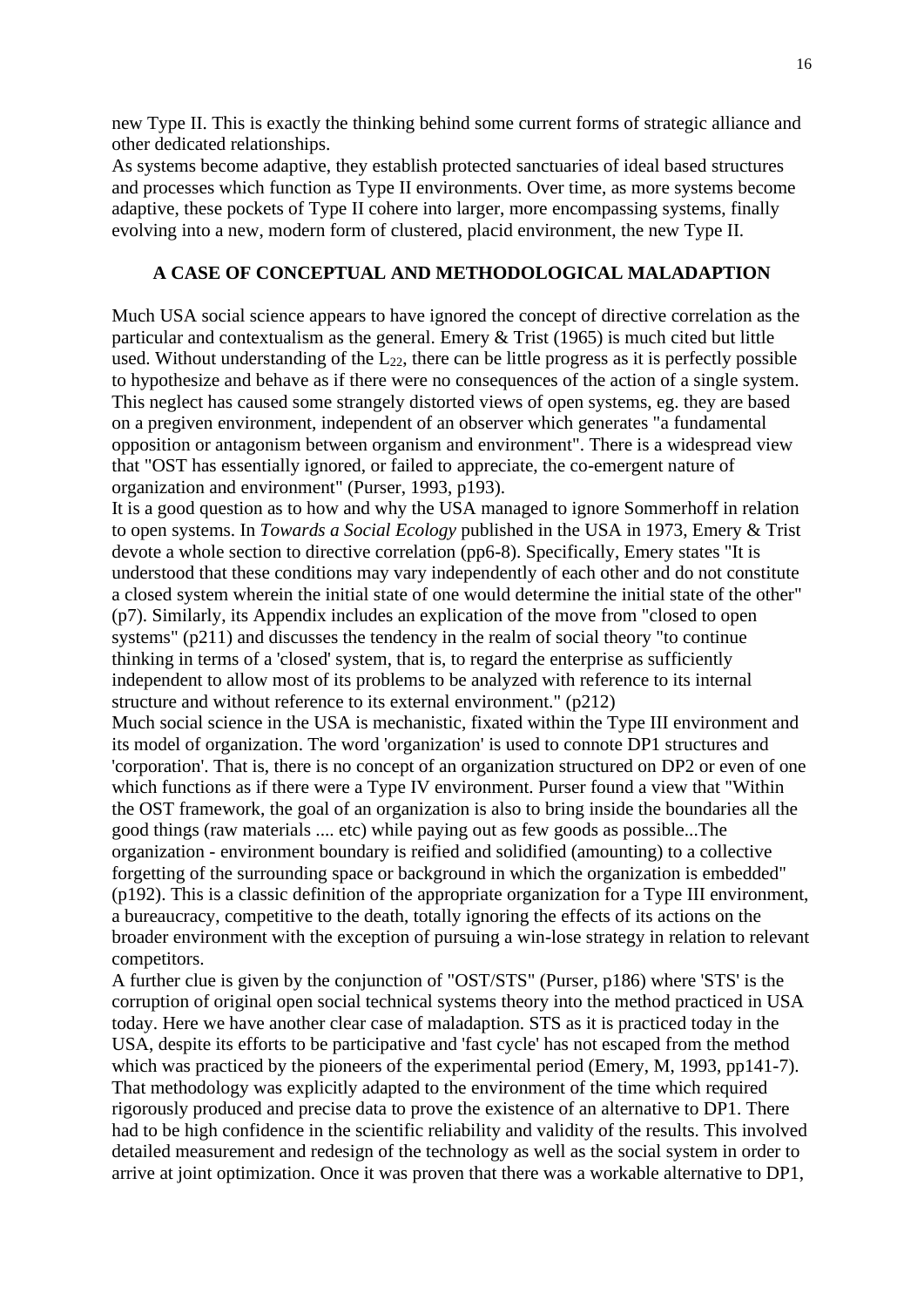new Type II. This is exactly the thinking behind some current forms of strategic alliance and other dedicated relationships.
As systems become adaptive, they establish protected sanctuaries of ideal based structures and processes which function as Type II environments. Over time, as more systems become adaptive, these pockets of Type II cohere into larger, more encompassing systems, finally evolving into a new, modern form of clustered, placid environment, the new Type II.

## A CASE OF CONCEPTUAL AND METHODOLOGICAL MALADAPTION

Much USA social science appears to have ignored the concept of directive correlation as the particular and contextualism as the general. Emery & Trist (1965) is much cited but little used. Without understanding of the $L_{22}$, there can be little progress as it is perfectly possible to hypothesize and behave as if there were no consequences of the action of a single system. This neglect has caused some strangely distorted views of open systems, eg. they are based on a pregiven environment, independent of an observer which generates "a fundamental opposition or antagonism between organism and environment". There is a widespread view that "OST has essentially ignored, or failed to appreciate, the co-emergent nature of organization and environment" (Purser, 1993, p193).
It is a good question as to how and why the USA managed to ignore Sommerhoff in relation to open systems. In *Towards a Social Ecology* published in the USA in 1973, Emery & Trist devote a whole section to directive correlation (pp6-8). Specifically, Emery states "It is understood that these conditions may vary independently of each other and do not constitute a closed system wherein the initial state of one would determine the initial state of the other" (p7). Similarly, its Appendix includes an explication of the move from "closed to open systems" (p211) and discusses the tendency in the realm of social theory "to continue thinking in terms of a 'closed' system, that is, to regard the enterprise as sufficiently independent to allow most of its problems to be analyzed with reference to its internal structure and without reference to its external environment." (p212)
Much social science in the USA is mechanistic, fixated within the Type III environment and its model of organization. The word 'organization' is used to connote DP1 structures and 'corporation'. That is, there is no concept of an organization structured on DP2 or even of one which functions as if there were a Type IV environment. Purser found a view that "Within the OST framework, the goal of an organization is also to bring inside the boundaries all the good things (raw materials .... etc) while paying out as few goods as possible...The organization - environment boundary is reified and solidified (amounting) to a collective forgetting of the surrounding space or background in which the organization is embedded" (p192). This is a classic definition of the appropriate organization for a Type III environment, a bureaucracy, competitive to the death, totally ignoring the effects of its actions on the broader environment with the exception of pursuing a win-lose strategy in relation to relevant competitors.
A further clue is given by the conjunction of "OST/STS" (Purser, p186) where 'STS' is the corruption of original open social technical systems theory into the method practiced in USA today. Here we have another clear case of maladaption. STS as it is practiced today in the USA, despite its efforts to be participative and 'fast cycle' has not escaped from the method which was practiced by the pioneers of the experimental period (Emery, M, 1993, pp141-7). That methodology was explicitly adapted to the environment of the time which required rigorously produced and precise data to prove the existence of an alternative to DP1. There had to be high confidence in the scientific reliability and validity of the results. This involved detailed measurement and redesign of the technology as well as the social system in order to arrive at joint optimization. Once it was proven that there was a workable alternative to DP1,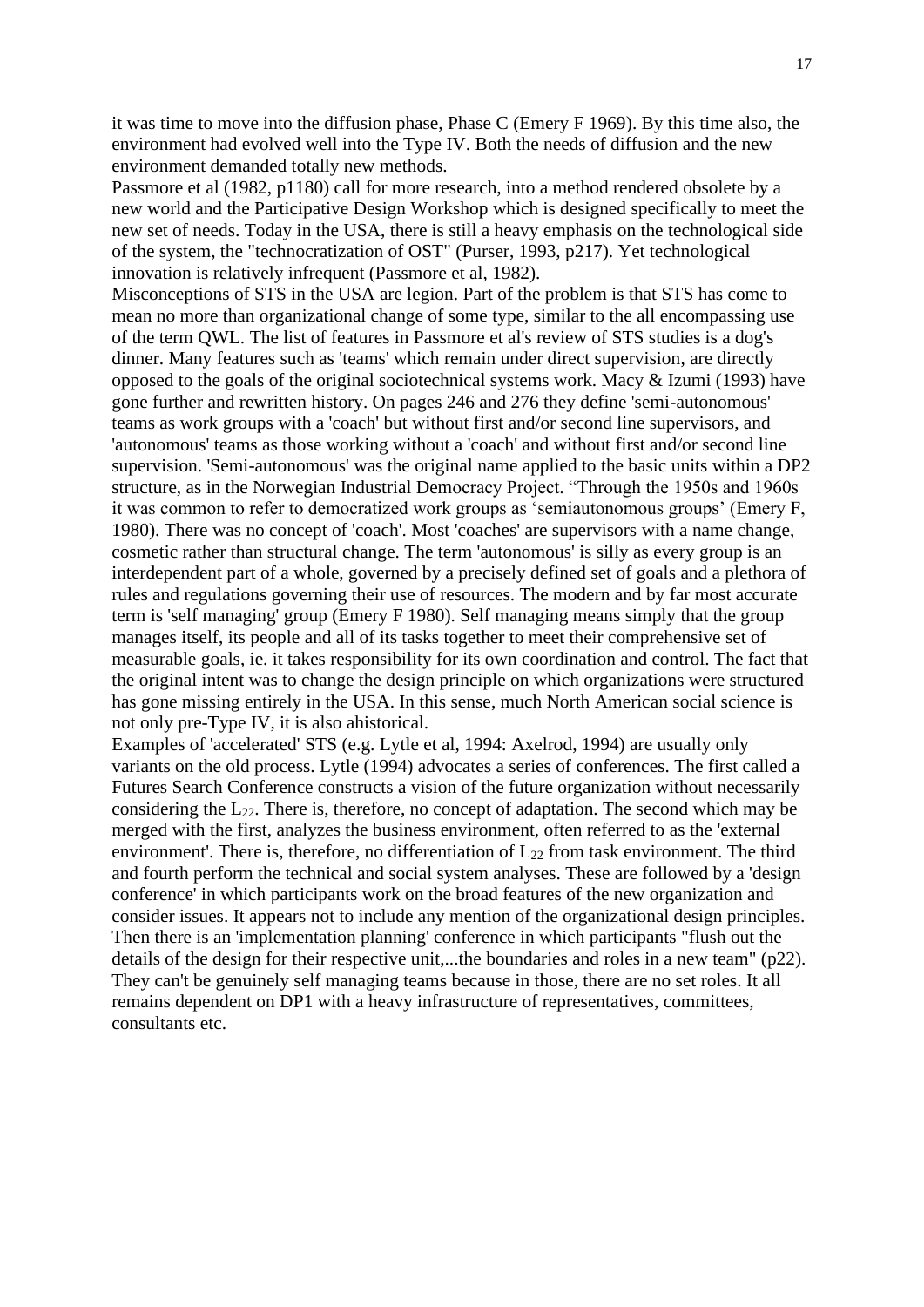it was time to move into the diffusion phase, Phase C (Emery F 1969). By this time also, the environment had evolved well into the Type IV. Both the needs of diffusion and the new environment demanded totally new methods.

Passmore et al (1982, p1180) call for more research, into a method rendered obsolete by a new world and the Participative Design Workshop which is designed specifically to meet the new set of needs. Today in the USA, there is still a heavy emphasis on the technological side of the system, the "technocratization of OST" (Purser, 1993, p217). Yet technological innovation is relatively infrequent (Passmore et al, 1982).

Misconceptions of STS in the USA are legion. Part of the problem is that STS has come to mean no more than organizational change of some type, similar to the all encompassing use of the term QWL. The list of features in Passmore et al's review of STS studies is a dog's dinner. Many features such as 'teams' which remain under direct supervision, are directly opposed to the goals of the original sociotechnical systems work. Macy & Izumi (1993) have gone further and rewritten history. On pages 246 and 276 they define 'semi-autonomous' teams as work groups with a 'coach' but without first and/or second line supervisors, and 'autonomous' teams as those working without a 'coach' and without first and/or second line supervision. 'Semi-autonomous' was the original name applied to the basic units within a DP2 structure, as in the Norwegian Industrial Democracy Project. "Through the 1950s and 1960s it was common to refer to democratized work groups as 'semiautonomous groups' (Emery F, 1980). There was no concept of 'coach'. Most 'coaches' are supervisors with a name change, cosmetic rather than structural change. The term 'autonomous' is silly as every group is an interdependent part of a whole, governed by a precisely defined set of goals and a plethora of rules and regulations governing their use of resources. The modern and by far most accurate term is 'self managing' group (Emery F 1980). Self managing means simply that the group manages itself, its people and all of its tasks together to meet their comprehensive set of measurable goals, ie. it takes responsibility for its own coordination and control. The fact that the original intent was to change the design principle on which organizations were structured has gone missing entirely in the USA. In this sense, much North American social science is not only pre-Type IV, it is also ahistorical.

Examples of 'accelerated' STS (e.g. Lytle et al, 1994: Axelrod, 1994) are usually only variants on the old process. Lytle (1994) advocates a series of conferences. The first called a Futures Search Conference constructs a vision of the future organization without necessarily considering the $L_{22}$. There is, therefore, no concept of adaptation. The second which may be merged with the first, analyzes the business environment, often referred to as the 'external environment'. There is, therefore, no differentiation of $L_{22}$ from task environment. The third and fourth perform the technical and social system analyses. These are followed by a 'design conference' in which participants work on the broad features of the new organization and consider issues. It appears not to include any mention of the organizational design principles. Then there is an 'implementation planning' conference in which participants "flush out the details of the design for their respective unit,...the boundaries and roles in a new team" (p22). They can't be genuinely self managing teams because in those, there are no set roles. It all remains dependent on DP1 with a heavy infrastructure of representatives, committees, consultants etc.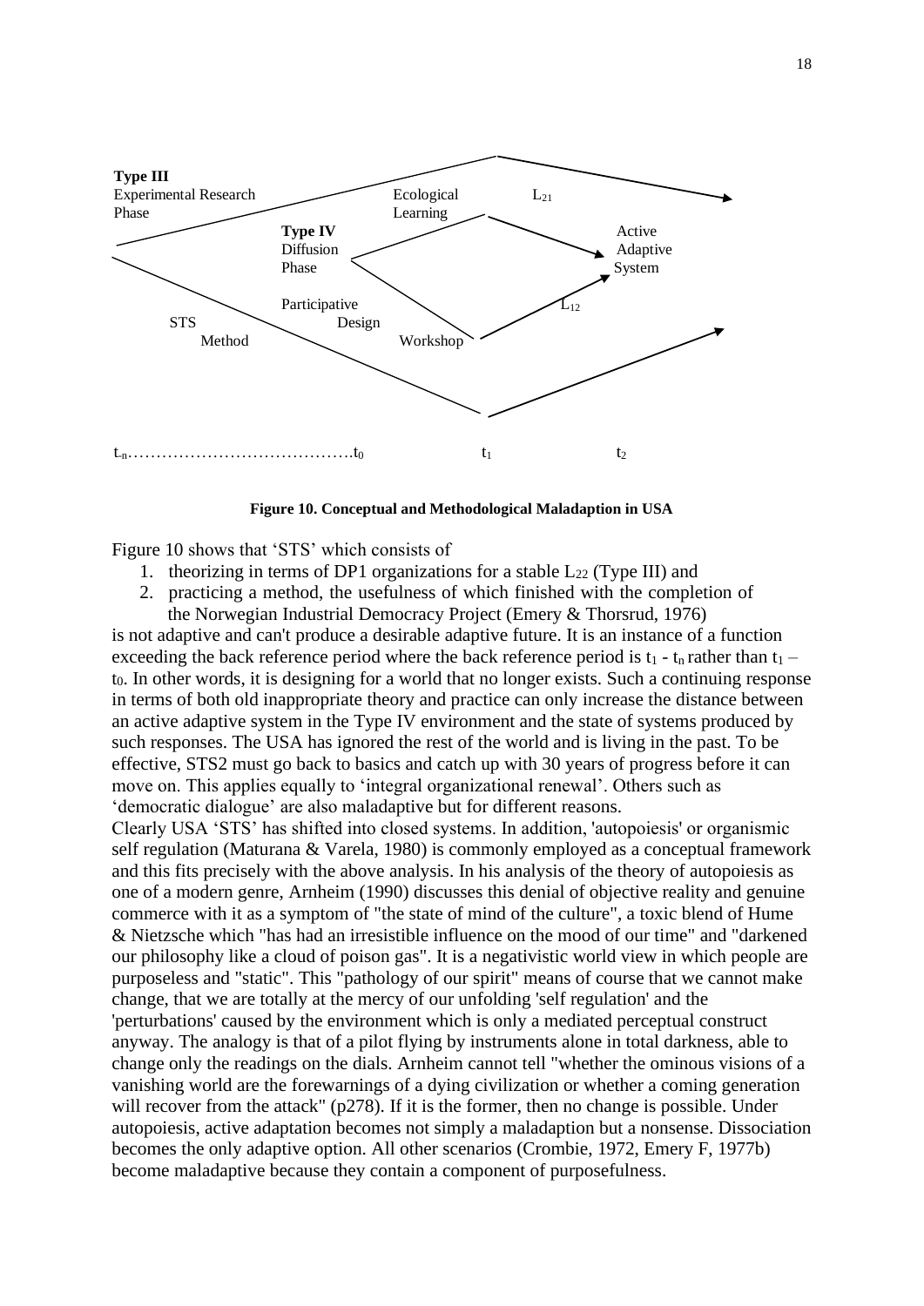**Type III**
Experimental Research Phase

Ecological Learning

$L_{21}$

**Type IV**
Diffusion Phase

Active Adaptive System

Participative Design Workshop

$L_{12}$

STS Method

$t_n$……………………………….$t_0$ $t_1$ $t_2$

**Figure 10. Conceptual and Methodological Maladaption in USA**

Figure 10 shows that 'STS' which consists of

1. theorizing in terms of DP1 organizations for a stable $L_{22}$ (Type III) and
2. practicing a method, the usefulness of which finished with the completion of the Norwegian Industrial Democracy Project (Emery & Thorsrud, 1976)

is not adaptive and can't produce a desirable adaptive future. It is an instance of a function exceeding the back reference period where the back reference period is $t_1$ - $t_n$ rather than $t_1$ – $t_0$. In other words, it is designing for a world that no longer exists. Such a continuing response in terms of both old inappropriate theory and practice can only increase the distance between an active adaptive system in the Type IV environment and the state of systems produced by such responses. The USA has ignored the rest of the world and is living in the past. To be effective, STS2 must go back to basics and catch up with 30 years of progress before it can move on. This applies equally to 'integral organizational renewal'. Others such as 'democratic dialogue' are also maladaptive but for different reasons.

Clearly USA 'STS' has shifted into closed systems. In addition, 'autopoiesis' or organismic self regulation (Maturana & Varela, 1980) is commonly employed as a conceptual framework and this fits precisely with the above analysis. In his analysis of the theory of autopoiesis as one of a modern genre, Arnheim (1990) discusses this denial of objective reality and genuine commerce with it as a symptom of "the state of mind of the culture", a toxic blend of Hume & Nietzsche which "has had an irresistible influence on the mood of our time" and "darkened our philosophy like a cloud of poison gas". It is a negativistic world view in which people are purposeless and "static". This "pathology of our spirit" means of course that we cannot make change, that we are totally at the mercy of our unfolding 'self regulation' and the 'perturbations' caused by the environment which is only a mediated perceptual construct anyway. The analogy is that of a pilot flying by instruments alone in total darkness, able to change only the readings on the dials. Arnheim cannot tell "whether the ominous visions of a vanishing world are the forewarnings of a dying civilization or whether a coming generation will recover from the attack" (p278). If it is the former, then no change is possible. Under autopoiesis, active adaptation becomes not simply a maladaption but a nonsense. Dissociation becomes the only adaptive option. All other scenarios (Crombie, 1972, Emery F, 1977b) become maladaptive because they contain a component of purposefulness.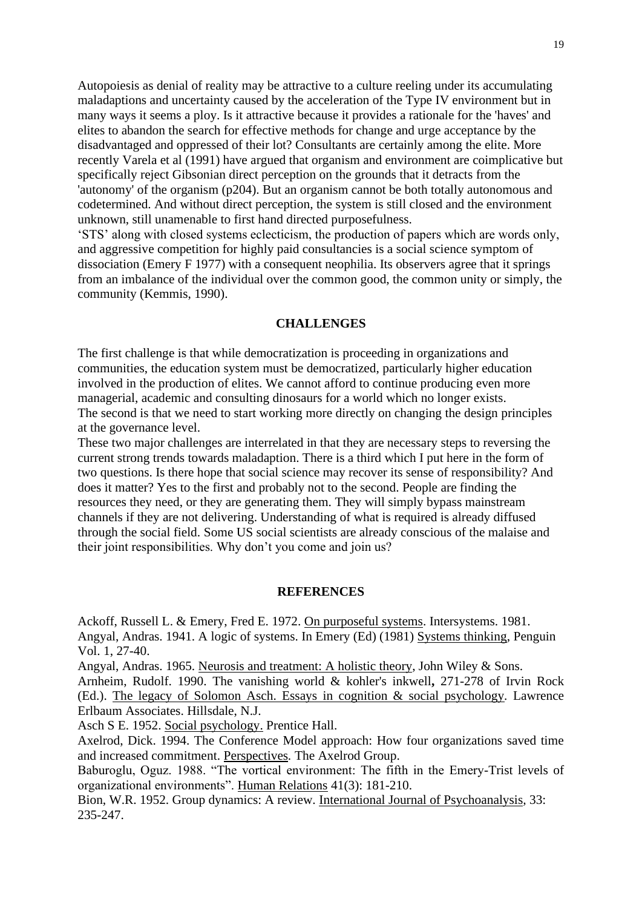Autopoiesis as denial of reality may be attractive to a culture reeling under its accumulating maladaptions and uncertainty caused by the acceleration of the Type IV environment but in many ways it seems a ploy. Is it attractive because it provides a rationale for the 'haves' and elites to abandon the search for effective methods for change and urge acceptance by the disadvantaged and oppressed of their lot? Consultants are certainly among the elite. More recently Varela et al (1991) have argued that organism and environment are coimplicative but specifically reject Gibsonian direct perception on the grounds that it detracts from the 'autonomy' of the organism (p204). But an organism cannot be both totally autonomous and codetermined. And without direct perception, the system is still closed and the environment unknown, still unamenable to first hand directed purposefulness.

'STS' along with closed systems eclecticism, the production of papers which are words only, and aggressive competition for highly paid consultancies is a social science symptom of dissociation (Emery F 1977) with a consequent neophilia. Its observers agree that it springs from an imbalance of the individual over the common good, the common unity or simply, the community (Kemmis, 1990).

## CHALLENGES

The first challenge is that while democratization is proceeding in organizations and communities, the education system must be democratized, particularly higher education involved in the production of elites. We cannot afford to continue producing even more managerial, academic and consulting dinosaurs for a world which no longer exists.

The second is that we need to start working more directly on changing the design principles at the governance level.

These two major challenges are interrelated in that they are necessary steps to reversing the current strong trends towards maladaption. There is a third which I put here in the form of two questions. Is there hope that social science may recover its sense of responsibility? And does it matter? Yes to the first and probably not to the second. People are finding the resources they need, or they are generating them. They will simply bypass mainstream channels if they are not delivering. Understanding of what is required is already diffused through the social field. Some US social scientists are already conscious of the malaise and their joint responsibilities. Why don't you come and join us?

## REFERENCES

Ackoff, Russell L. & Emery, Fred E. 1972. On purposeful systems. Intersystems. 1981.

Angyal, Andras. 1941. A logic of systems. In Emery (Ed) (1981) Systems thinking, Penguin Vol. 1, 27-40.

Angyal, Andras. 1965. Neurosis and treatment: A holistic theory, John Wiley & Sons.

Arnheim, Rudolf. 1990. The vanishing world & kohler's inkwell, 271-278 of Irvin Rock (Ed.). The legacy of Solomon Asch. Essays in cognition & social psychology. Lawrence Erlbaum Associates. Hillsdale, N.J.

Asch S E. 1952. Social psychology. Prentice Hall.

Axelrod, Dick. 1994. The Conference Model approach: How four organizations saved time and increased commitment. Perspectives. The Axelrod Group.

Baburoglu, Oguz. 1988. "The vortical environment: The fifth in the Emery-Trist levels of organizational environments". Human Relations 41(3): 181-210.

Bion, W.R. 1952. Group dynamics: A review. International Journal of Psychoanalysis, 33: 235-247.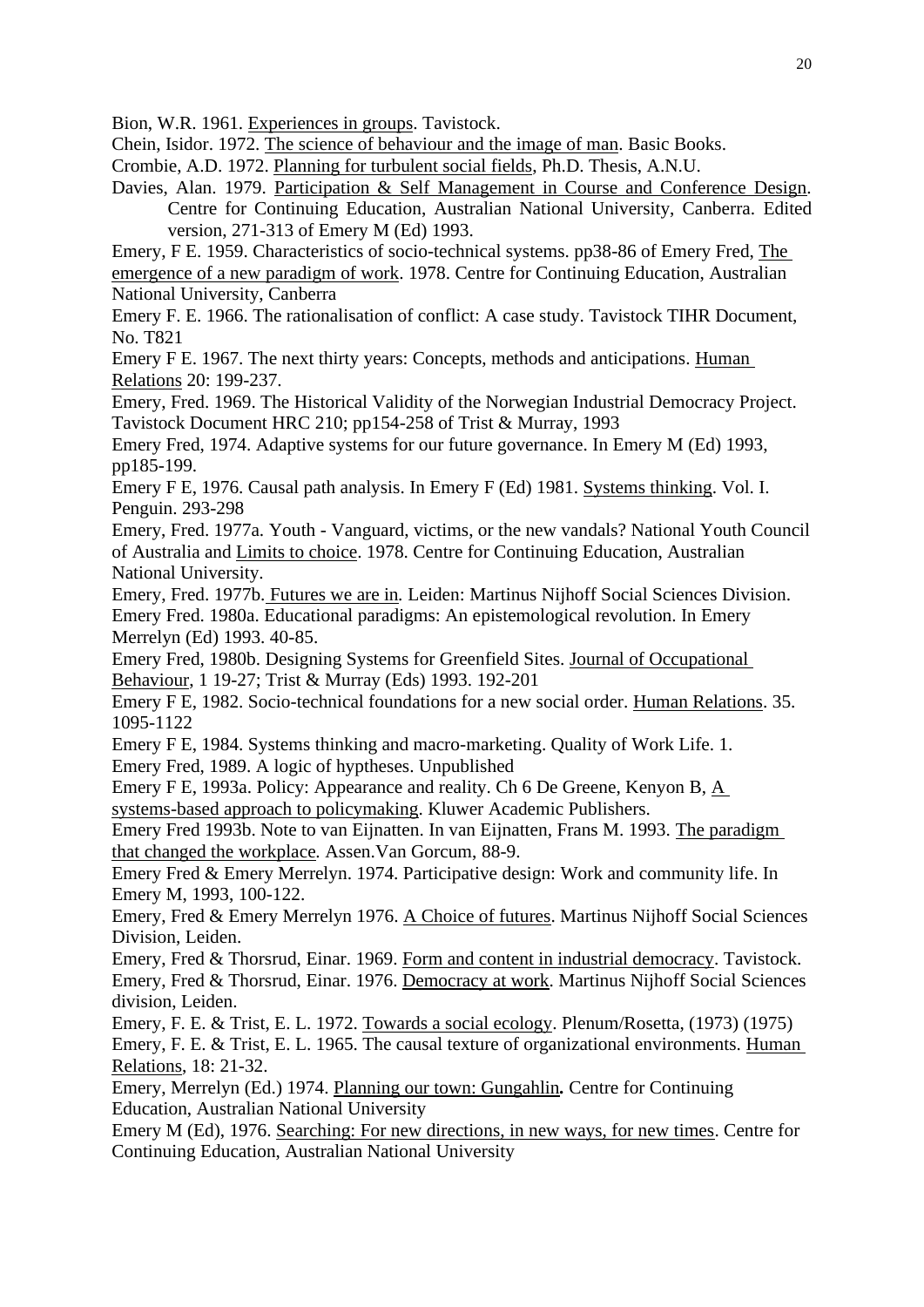Bion, W.R. 1961. Experiences in groups. Tavistock.

Chein, Isidor. 1972. The science of behaviour and the image of man. Basic Books.

Crombie, A.D. 1972. Planning for turbulent social fields, Ph.D. Thesis, A.N.U.

Davies, Alan. 1979. Participation & Self Management in Course and Conference Design. Centre for Continuing Education, Australian National University, Canberra. Edited version, 271-313 of Emery M (Ed) 1993.

Emery, F E. 1959. Characteristics of socio-technical systems. pp38-86 of Emery Fred, The emergence of a new paradigm of work. 1978. Centre for Continuing Education, Australian National University, Canberra

Emery F. E. 1966. The rationalisation of conflict: A case study. Tavistock TIHR Document, No. T821

Emery F E. 1967. The next thirty years: Concepts, methods and anticipations. Human Relations 20: 199-237.

Emery, Fred. 1969. The Historical Validity of the Norwegian Industrial Democracy Project. Tavistock Document HRC 210; pp154-258 of Trist & Murray, 1993

Emery Fred, 1974. Adaptive systems for our future governance. In Emery M (Ed) 1993, pp185-199.

Emery F E, 1976. Causal path analysis. In Emery F (Ed) 1981. Systems thinking. Vol. I. Penguin. 293-298

Emery, Fred. 1977a. Youth - Vanguard, victims, or the new vandals? National Youth Council of Australia and Limits to choice. 1978. Centre for Continuing Education, Australian National University.

Emery, Fred. 1977b. Futures we are in. Leiden: Martinus Nijhoff Social Sciences Division.

Emery Fred. 1980a. Educational paradigms: An epistemological revolution. In Emery Merrelyn (Ed) 1993. 40-85.

Emery Fred, 1980b. Designing Systems for Greenfield Sites. Journal of Occupational Behaviour, 1 19-27; Trist & Murray (Eds) 1993. 192-201

Emery F E, 1982. Socio-technical foundations for a new social order. Human Relations. 35. 1095-1122

Emery F E, 1984. Systems thinking and macro-marketing. Quality of Work Life. 1.

Emery Fred, 1989. A logic of hyptheses. Unpublished

Emery F E, 1993a. Policy: Appearance and reality. Ch 6 De Greene, Kenyon B, A systems-based approach to policymaking. Kluwer Academic Publishers.

Emery Fred 1993b. Note to van Eijnatten. In van Eijnatten, Frans M. 1993. The paradigm that changed the workplace. Assen.Van Gorcum, 88-9.

Emery Fred & Emery Merrelyn. 1974. Participative design: Work and community life. In Emery M, 1993, 100-122.

Emery, Fred & Emery Merrelyn 1976. A Choice of futures. Martinus Nijhoff Social Sciences Division, Leiden.

Emery, Fred & Thorsrud, Einar. 1969. Form and content in industrial democracy. Tavistock.

Emery, Fred & Thorsrud, Einar. 1976. Democracy at work. Martinus Nijhoff Social Sciences division, Leiden.

Emery, F. E. & Trist, E. L. 1972. Towards a social ecology. Plenum/Rosetta, (1973) (1975)

Emery, F. E. & Trist, E. L. 1965. The causal texture of organizational environments. Human Relations, 18: 21-32.

Emery, Merrelyn (Ed.) 1974. Planning our town: Gungahlin**.** Centre for Continuing Education, Australian National University

Emery M (Ed), 1976. Searching: For new directions, in new ways, for new times. Centre for Continuing Education, Australian National University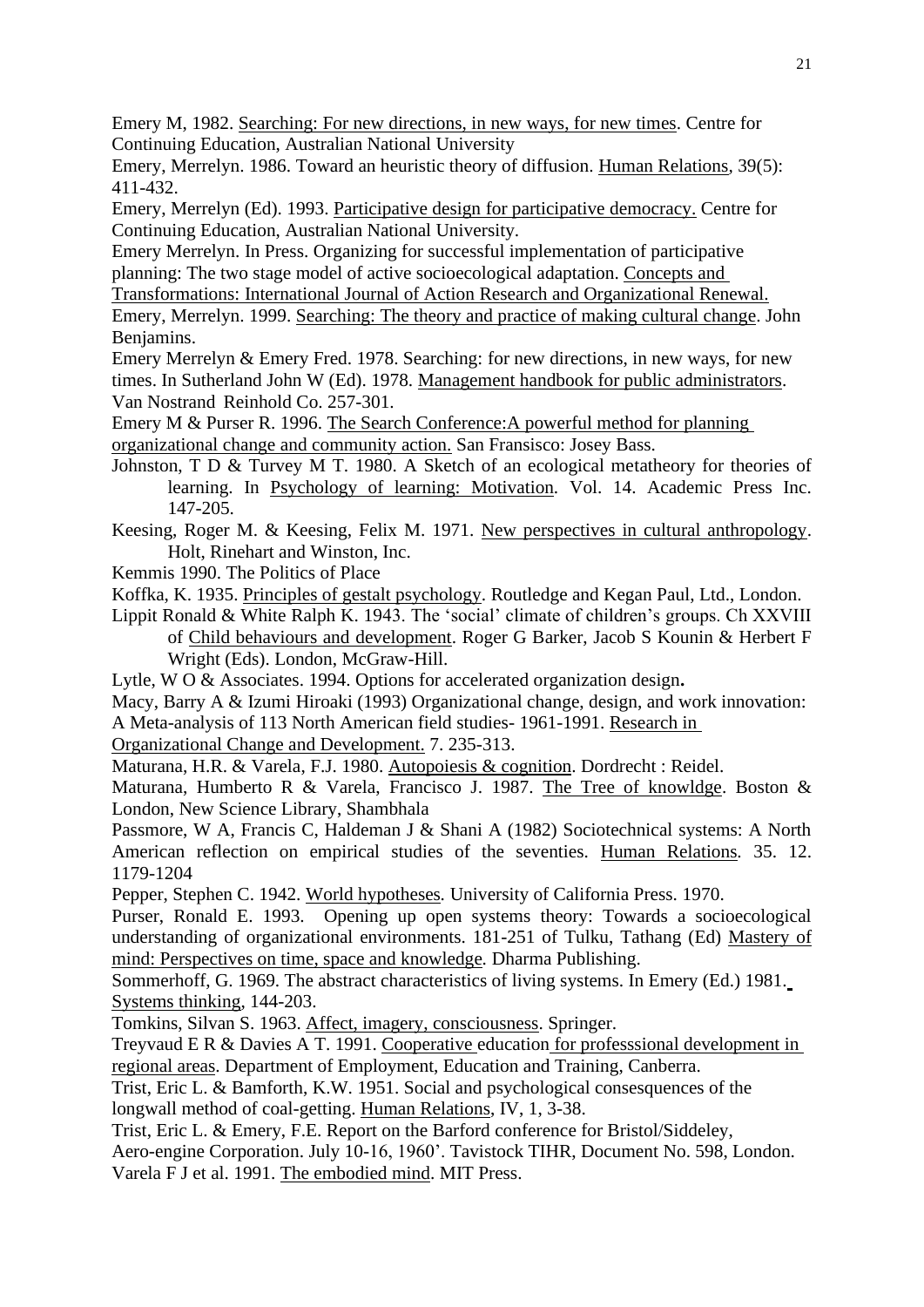Emery M, 1982. Searching: For new directions, in new ways, for new times. Centre for Continuing Education, Australian National University

Emery, Merrelyn. 1986. Toward an heuristic theory of diffusion. Human Relations, 39(5): 411-432.

Emery, Merrelyn (Ed). 1993. Participative design for participative democracy. Centre for Continuing Education, Australian National University.

Emery Merrelyn. In Press. Organizing for successful implementation of participative planning: The two stage model of active socioecological adaptation. Concepts and Transformations: International Journal of Action Research and Organizational Renewal.

Emery, Merrelyn. 1999. Searching: The theory and practice of making cultural change. John Benjamins.

Emery Merrelyn & Emery Fred. 1978. Searching: for new directions, in new ways, for new times. In Sutherland John W (Ed). 1978. Management handbook for public administrators. Van Nostrand Reinhold Co. 257-301.

Emery M & Purser R. 1996. The Search Conference:A powerful method for planning organizational change and community action. San Fransisco: Josey Bass.

Johnston, T D & Turvey M T. 1980. A Sketch of an ecological metatheory for theories of learning. In Psychology of learning: Motivation. Vol. 14. Academic Press Inc. 147-205.

Keesing, Roger M. & Keesing, Felix M. 1971. New perspectives in cultural anthropology. Holt, Rinehart and Winston, Inc.

Kemmis 1990. The Politics of Place

Koffka, K. 1935. Principles of gestalt psychology. Routledge and Kegan Paul, Ltd., London.

Lippit Ronald & White Ralph K. 1943. The 'social' climate of children's groups. Ch XXVIII of Child behaviours and development. Roger G Barker, Jacob S Kounin & Herbert F Wright (Eds). London, McGraw-Hill.

Lytle, W O & Associates. 1994. Options for accelerated organization design**.**

Macy, Barry A & Izumi Hiroaki (1993) Organizational change, design, and work innovation: A Meta-analysis of 113 North American field studies- 1961-1991. Research in Organizational Change and Development. 7. 235-313.

Maturana, H.R. & Varela, F.J. 1980. Autopoiesis & cognition. Dordrecht : Reidel.

Maturana, Humberto R & Varela, Francisco J. 1987. The Tree of knowldge. Boston & London, New Science Library, Shambhala

Passmore, W A, Francis C, Haldeman J & Shani A (1982) Sociotechnical systems: A North American reflection on empirical studies of the seventies. Human Relations. 35. 12. 1179-1204

Pepper, Stephen C. 1942. World hypotheses. University of California Press. 1970.

Purser, Ronald E. 1993. Opening up open systems theory: Towards a socioecological understanding of organizational environments. 181-251 of Tulku, Tathang (Ed) Mastery of mind: Perspectives on time, space and knowledge. Dharma Publishing.

Sommerhoff, G. 1969. The abstract characteristics of living systems. In Emery (Ed.) 1981. Systems thinking, 144-203.

Tomkins, Silvan S. 1963. Affect, imagery, consciousness. Springer.

Treyvaud E R & Davies A T. 1991. Cooperative education for professsional development in regional areas. Department of Employment, Education and Training, Canberra.

Trist, Eric L. & Bamforth, K.W. 1951. Social and psychological consesquences of the longwall method of coal-getting. Human Relations, IV, 1, 3-38.

Trist, Eric L. & Emery, F.E. Report on the Barford conference for Bristol/Siddeley, Aero-engine Corporation. July 10-16, 1960'. Tavistock TIHR, Document No. 598, London.

Varela F J et al. 1991. The embodied mind. MIT Press.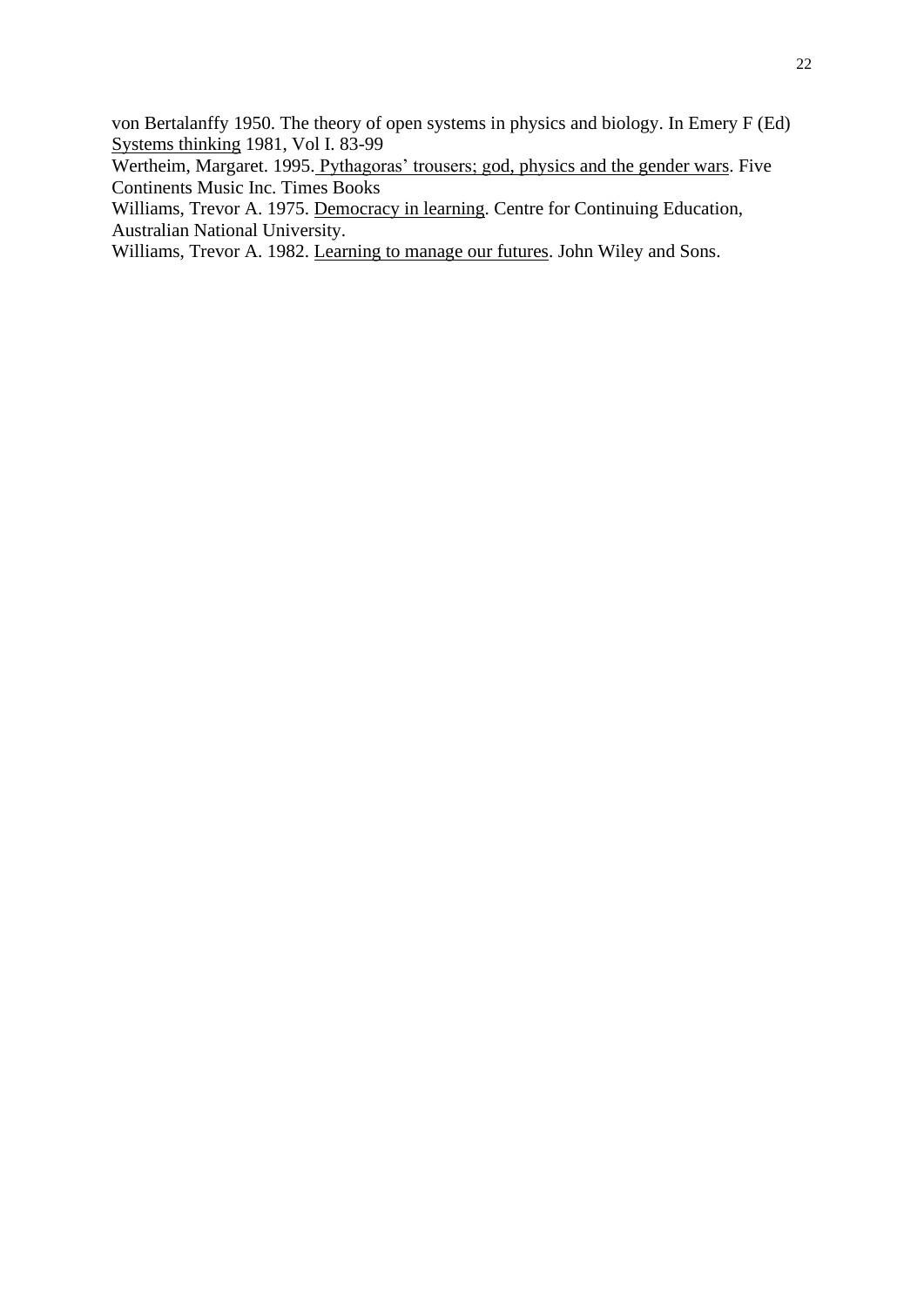von Bertalanffy 1950. The theory of open systems in physics and biology. In Emery F (Ed) Systems thinking 1981, Vol I. 83-99

Wertheim, Margaret. 1995. Pythagoras' trousers; god, physics and the gender wars. Five Continents Music Inc. Times Books

Williams, Trevor A. 1975. Democracy in learning. Centre for Continuing Education, Australian National University.

Williams, Trevor A. 1982. Learning to manage our futures. John Wiley and Sons.